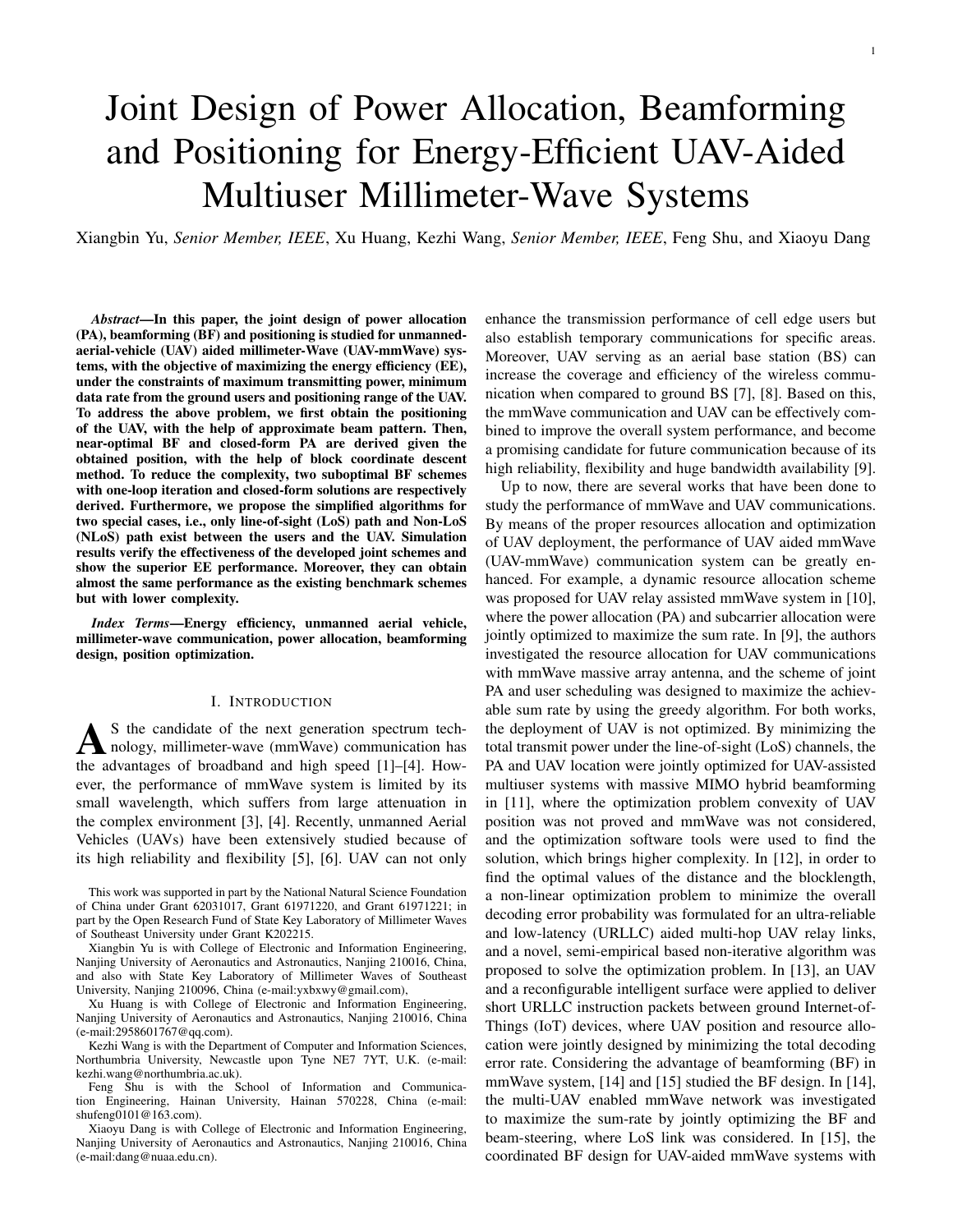# Joint Design of Power Allocation, Beamforming and Positioning for Energy-Efficient UAV-Aided Multiuser Millimeter-Wave Systems

Xiangbin Yu, *Senior Member, IEEE*, Xu Huang, Kezhi Wang, *Senior Member, IEEE*, Feng Shu, and Xiaoyu Dang

***Abstract*—In this paper, the joint design of power allocation (PA), beamforming (BF) and positioning is studied for unmanned-aerial-vehicle (UAV) aided millimeter-Wave (UAV-mmWave) systems, with the objective of maximizing the energy efficiency (EE), under the constraints of maximum transmitting power, minimum data rate from the ground users and positioning range of the UAV. To address the above problem, we first obtain the positioning of the UAV, with the help of approximate beam pattern. Then, near-optimal BF and closed-form PA are derived given the obtained position, with the help of block coordinate descent method. To reduce the complexity, two suboptimal BF schemes with one-loop iteration and closed-form solutions are respectively derived. Furthermore, we propose the simplified algorithms for two special cases, i.e., only line-of-sight (LoS) path and Non-LoS (NLoS) path exist between the users and the UAV. Simulation results verify the effectiveness of the developed joint schemes and show the superior EE performance. Moreover, they can obtain almost the same performance as the existing benchmark schemes but with lower complexity.**

***Index Terms*—Energy efficiency, unmanned aerial vehicle, millimeter-wave communication, power allocation, beamforming design, position optimization.**

## I. Introduction

As the candidate of the next generation spectrum technology, millimeter-wave (mmWave) communication has the advantages of broadband and high speed [1]–[4]. However, the performance of mmWave system is limited by its small wavelength, which suffers from large attenuation in the complex environment [3], [4]. Recently, unmanned Aerial Vehicles (UAVs) have been extensively studied because of its high reliability and flexibility [5], [6]. UAV can not only enhance the transmission performance of cell edge users but also establish temporary communications for specific areas. Moreover, UAV serving as an aerial base station (BS) can increase the coverage and efficiency of the wireless communication when compared to ground BS [7], [8]. Based on this, the mmWave communication and UAV can be effectively combined to improve the overall system performance, and become a promising candidate for future communication because of its high reliability, flexibility and huge bandwidth availability [9].

Up to now, there are several works that have been done to study the performance of mmWave and UAV communications. By means of the proper resources allocation and optimization of UAV deployment, the performance of UAV aided mmWave (UAV-mmWave) communication system can be greatly enhanced. For example, a dynamic resource allocation scheme was proposed for UAV relay assisted mmWave system in [10], where the power allocation (PA) and subcarrier allocation were jointly optimized to maximize the sum rate. In [9], the authors investigated the resource allocation for UAV communications with mmWave massive array antenna, and the scheme of joint PA and user scheduling was designed to maximize the achievable sum rate by using the greedy algorithm. For both works, the deployment of UAV is not optimized. By minimizing the total transmit power under the line-of-sight (LoS) channels, the PA and UAV location were jointly optimized for UAV-assisted multiuser systems with massive MIMO hybrid beamforming in [11], where the optimization problem convexity of UAV position was not proved and mmWave was not considered, and the optimization software tools were used to find the solution, which brings higher complexity. In [12], in order to find the optimal values of the distance and the blocklength, a non-linear optimization problem to minimize the overall decoding error probability was formulated for an ultra-reliable and low-latency (URLLC) aided multi-hop UAV relay links, and a novel, semi-empirical based non-iterative algorithm was proposed to solve the optimization problem. In [13], an UAV and a reconfigurable intelligent surface were applied to deliver short URLLC instruction packets between ground Internet-of-Things (IoT) devices, where UAV position and resource allocation were jointly designed by minimizing the total decoding error rate. Considering the advantage of beamforming (BF) in mmWave system, [14] and [15] studied the BF design. In [14], the multi-UAV enabled mmWave network was investigated to maximize the sum-rate by jointly optimizing the BF and beam-steering, where LoS link was considered. In [15], the coordinated BF design for UAV-aided mmWave systems with

This work was supported in part by the National Natural Science Foundation of China under Grant 62031017, Grant 61971220, and Grant 61971221; in part by the Open Research Fund of State Key Laboratory of Millimeter Waves of Southeast University under Grant K202215.

Xiangbin Yu is with College of Electronic and Information Engineering, Nanjing University of Aeronautics and Astronautics, Nanjing 210016, China, and also with State Key Laboratory of Millimeter Waves of Southeast University, Nanjing 210096, China (e-mail:yxbxwy@gmail.com),

Xu Huang is with College of Electronic and Information Engineering, Nanjing University of Aeronautics and Astronautics, Nanjing 210016, China (e-mail:2958601767@qq.com).

Kezhi Wang is with the Department of Computer and Information Sciences, Northumbria University, Newcastle upon Tyne NE7 7YT, U.K. (e-mail: kezhi.wang@northumbria.ac.uk).

Feng Shu is with the School of Information and Communication Engineering, Hainan University, Hainan 570228, China (e-mail: shufeng0101@163.com).

Xiaoyu Dang is with College of Electronic and Information Engineering, Nanjing University of Aeronautics and Astronautics, Nanjing 210016, China (e-mail:dang@nuaa.edu.cn).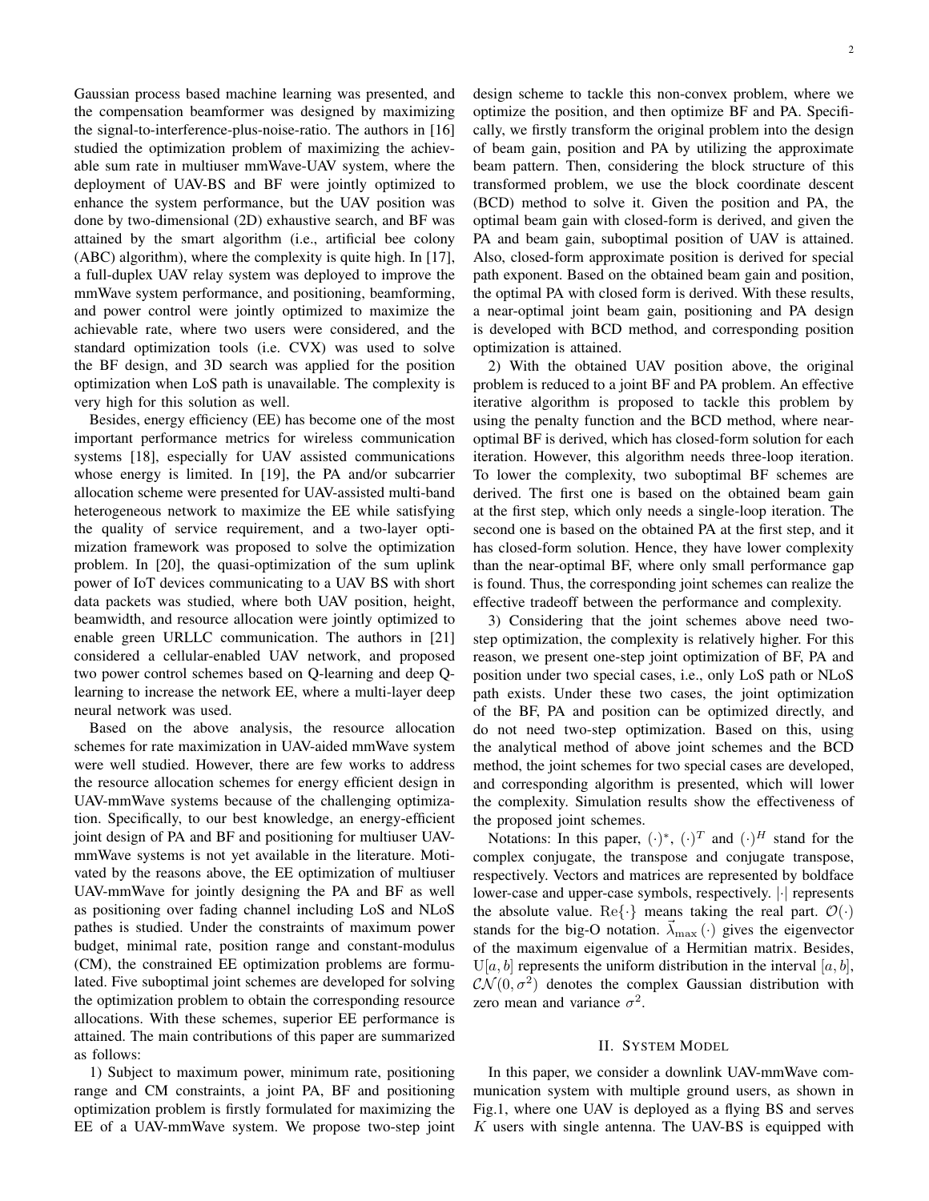Gaussian process based machine learning was presented, and the compensation beamformer was designed by maximizing the signal-to-interference-plus-noise-ratio. The authors in [16] studied the optimization problem of maximizing the achievable sum rate in multiuser mmWave-UAV system, where the deployment of UAV-BS and BF were jointly optimized to enhance the system performance, but the UAV position was done by two-dimensional (2D) exhaustive search, and BF was attained by the smart algorithm (i.e., artificial bee colony (ABC) algorithm), where the complexity is quite high. In [17], a full-duplex UAV relay system was deployed to improve the mmWave system performance, and positioning, beamforming, and power control were jointly optimized to maximize the achievable rate, where two users were considered, and the standard optimization tools (i.e. CVX) was used to solve the BF design, and 3D search was applied for the position optimization when LoS path is unavailable. The complexity is very high for this solution as well.

Besides, energy efficiency (EE) has become one of the most important performance metrics for wireless communication systems [18], especially for UAV assisted communications whose energy is limited. In [19], the PA and/or subcarrier allocation scheme were presented for UAV-assisted multi-band heterogeneous network to maximize the EE while satisfying the quality of service requirement, and a two-layer optimization framework was proposed to solve the optimization problem. In [20], the quasi-optimization of the sum uplink power of IoT devices communicating to a UAV BS with short data packets was studied, where both UAV position, height, beamwidth, and resource allocation were jointly optimized to enable green URLLC communication. The authors in [21] considered a cellular-enabled UAV network, and proposed two power control schemes based on Q-learning and deep Q-learning to increase the network EE, where a multi-layer deep neural network was used.

Based on the above analysis, the resource allocation schemes for rate maximization in UAV-aided mmWave system were well studied. However, there are few works to address the resource allocation schemes for energy efficient design in UAV-mmWave systems because of the challenging optimization. Specifically, to our best knowledge, an energy-efficient joint design of PA and BF and positioning for multiuser UAV-mmWave systems is not yet available in the literature. Motivated by the reasons above, the EE optimization of multiuser UAV-mmWave for jointly designing the PA and BF as well as positioning over fading channel including LoS and NLoS pathes is studied. Under the constraints of maximum power budget, minimal rate, position range and constant-modulus (CM), the constrained EE optimization problems are formulated. Five suboptimal joint schemes are developed for solving the optimization problem to obtain the corresponding resource allocations. With these schemes, superior EE performance is attained. The main contributions of this paper are summarized as follows:

1) Subject to maximum power, minimum rate, positioning range and CM constraints, a joint PA, BF and positioning optimization problem is firstly formulated for maximizing the EE of a UAV-mmWave system. We propose two-step joint design scheme to tackle this non-convex problem, where we optimize the position, and then optimize BF and PA. Specifically, we firstly transform the original problem into the design of beam gain, position and PA by utilizing the approximate beam pattern. Then, considering the block structure of this transformed problem, we use the block coordinate descent (BCD) method to solve it. Given the position and PA, the optimal beam gain with closed-form is derived, and given the PA and beam gain, suboptimal position of UAV is attained. Also, closed-form approximate position is derived for special path exponent. Based on the obtained beam gain and position, the optimal PA with closed form is derived. With these results, a near-optimal joint beam gain, positioning and PA design is developed with BCD method, and corresponding position optimization is attained.

2) With the obtained UAV position above, the original problem is reduced to a joint BF and PA problem. An effective iterative algorithm is proposed to tackle this problem by using the penalty function and the BCD method, where near-optimal BF is derived, which has closed-form solution for each iteration. However, this algorithm needs three-loop iteration. To lower the complexity, two suboptimal BF schemes are derived. The first one is based on the obtained beam gain at the first step, which only needs a single-loop iteration. The second one is based on the obtained PA at the first step, and it has closed-form solution. Hence, they have lower complexity than the near-optimal BF, where only small performance gap is found. Thus, the corresponding joint schemes can realize the effective tradeoff between the performance and complexity.

3) Considering that the joint schemes above need two-step optimization, the complexity is relatively higher. For this reason, we present one-step joint optimization of BF, PA and position under two special cases, i.e., only LoS path or NLoS path exists. Under these two cases, the joint optimization of the BF, PA and position can be optimized directly, and do not need two-step optimization. Based on this, using the analytical method of above joint schemes and the BCD method, the joint schemes for two special cases are developed, and corresponding algorithm is presented, which will lower the complexity. Simulation results show the effectiveness of the proposed joint schemes.

Notations: In this paper, $(\cdot)^*$, $(\cdot)^T$ and $(\cdot)^H$ stand for the complex conjugate, the transpose and conjugate transpose, respectively. Vectors and matrices are represented by boldface lower-case and upper-case symbols, respectively. $|\cdot|$ represents the absolute value. $\mathrm{Re}\{\cdot\}$ means taking the real part. $\mathcal{O}(\cdot)$ stands for the big-O notation. $\vec{\lambda}_{\max}(\cdot)$ gives the eigenvector of the maximum eigenvalue of a Hermitian matrix. Besides, $\mathrm{U}[a,b]$ represents the uniform distribution in the interval $[a,b]$, $\mathcal{CN}(0,\sigma^2)$ denotes the complex Gaussian distribution with zero mean and variance $\sigma^2$.

## II. System Model

In this paper, we consider a downlink UAV-mmWave communication system with multiple ground users, as shown in Fig.1, where one UAV is deployed as a flying BS and serves $K$ users with single antenna. The UAV-BS is equipped with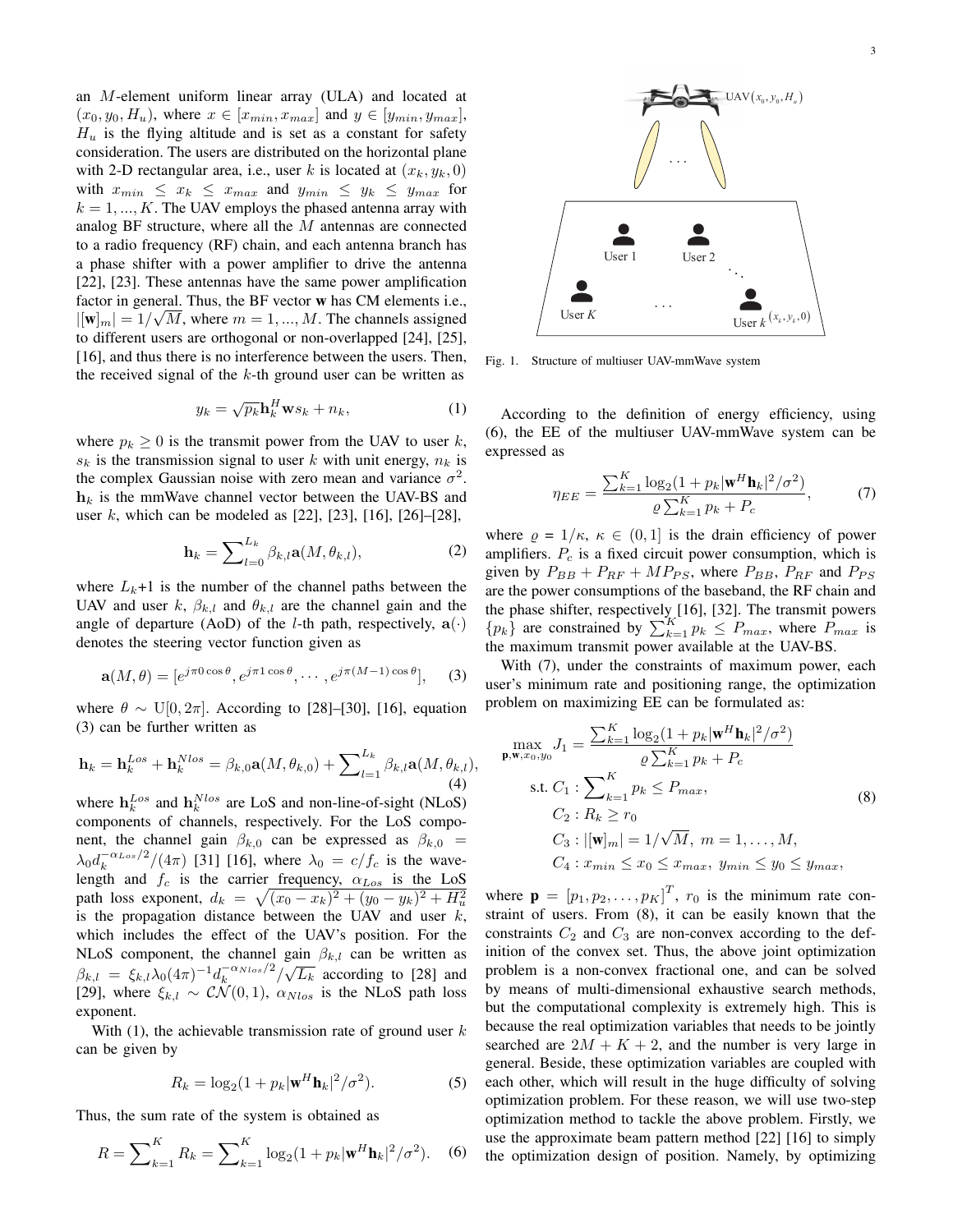an $M$-element uniform linear array (ULA) and located at $(x_0, y_0, H_u)$, where $x \in [x_{min}, x_{max}]$ and $y \in [y_{min}, y_{max}]$, $H_u$ is the flying altitude and is set as a constant for safety consideration. The users are distributed on the horizontal plane with 2-D rectangular area, i.e., user $k$ is located at $(x_k, y_k, 0)$ with $x_{min} \leq x_k \leq x_{max}$ and $y_{min} \leq y_k \leq y_{max}$ for $k = 1, ..., K$. The UAV employs the phased antenna array with analog BF structure, where all the $M$ antennas are connected to a radio frequency (RF) chain, and each antenna branch has a phase shifter with a power amplifier to drive the antenna [22], [23]. These antennas have the same power amplification factor in general. Thus, the BF vector $\mathbf{w}$ has CM elements i.e., $|[\mathbf{w}]_m| = 1/\sqrt{M}$, where $m = 1, ..., M$. The channels assigned to different users are orthogonal or non-overlapped [24], [25], [16], and thus there is no interference between the users. Then, the received signal of the $k$-th ground user can be written as

$$y_k = \sqrt{p_k}\mathbf{h}_k^H \mathbf{w} s_k + n_k, \tag{1}$$

where $p_k \geq 0$ is the transmit power from the UAV to user $k$, $s_k$ is the transmission signal to user $k$ with unit energy, $n_k$ is the complex Gaussian noise with zero mean and variance $\sigma^2$. $\mathbf{h}_k$ is the mmWave channel vector between the UAV-BS and user $k$, which can be modeled as [22], [23], [16], [26]–[28],

$$\mathbf{h}_k = \sum\nolimits_{l=0}^{L_k} \beta_{k,l}\mathbf{a}(M, \theta_{k,l}), \tag{2}$$

where $L_k$+1 is the number of the channel paths between the UAV and user $k$, $\beta_{k,l}$ and $\theta_{k,l}$ are the channel gain and the angle of departure (AoD) of the $l$-th path, respectively, $\mathbf{a}(\cdot)$ denotes the steering vector function given as

$$\mathbf{a}(M, \theta) = [e^{j\pi 0 \cos\theta}, e^{j\pi 1 \cos\theta}, \cdots, e^{j\pi(M-1)\cos\theta}], \tag{3}$$

where $\theta \sim \mathrm{U}[0, 2\pi]$. According to [28]–[30], [16], equation (3) can be further written as

$$\mathbf{h}_k = \mathbf{h}_k^{Los} + \mathbf{h}_k^{Nlos} = \beta_{k,0}\mathbf{a}(M, \theta_{k,0}) + \sum\nolimits_{l=1}^{L_k} \beta_{k,l}\mathbf{a}(M, \theta_{k,l}), \tag{4}$$

where $\mathbf{h}_k^{Los}$ and $\mathbf{h}_k^{Nlos}$ are LoS and non-line-of-sight (NLoS) components of channels, respectively. For the LoS component, the channel gain $\beta_{k,0}$ can be expressed as $\beta_{k,0} = \lambda_0 d_k^{-\alpha_{Los}/2}/(4\pi)$ [31] [16], where $\lambda_0 = c/f_c$ is the wavelength and $f_c$ is the carrier frequency, $\alpha_{Los}$ is the LoS path loss exponent, $d_k = \sqrt{(x_0 - x_k)^2 + (y_0 - y_k)^2 + H_u^2}$ is the propagation distance between the UAV and user $k$, which includes the effect of the UAV's position. For the NLoS component, the channel gain $\beta_{k,l}$ can be written as $\beta_{k,l} = \xi_{k,l}\lambda_0(4\pi)^{-1} d_k^{-\alpha_{Nlos}/2}/\sqrt{L_k}$ according to [28] and [29], where $\xi_{k,l} \sim \mathcal{CN}(0, 1)$, $\alpha_{Nlos}$ is the NLoS path loss exponent.

With (1), the achievable transmission rate of ground user $k$ can be given by

$$R_k = \log_2(1 + p_k|\mathbf{w}^H\mathbf{h}_k|^2/\sigma^2). \tag{5}$$

Thus, the sum rate of the system is obtained as

$$R = \sum\nolimits_{k=1}^{K} R_k = \sum\nolimits_{k=1}^{K} \log_2(1 + p_k|\mathbf{w}^H\mathbf{h}_k|^2/\sigma^2). \tag{6}$$

Fig. 1. Structure of multiuser UAV-mmWave system

According to the definition of energy efficiency, using (6), the EE of the multiuser UAV-mmWave system can be expressed as

$$\eta_{EE} = \frac{\sum_{k=1}^{K} \log_2(1 + p_k|\mathbf{w}^H\mathbf{h}_k|^2/\sigma^2)}{\varrho\sum_{k=1}^{K} p_k + P_c}, \tag{7}$$

where $\varrho = 1/\kappa$, $\kappa \in (0, 1]$ is the drain efficiency of power amplifiers. $P_c$ is a fixed circuit power consumption, which is given by $P_{BB} + P_{RF} + MP_{PS}$, where $P_{BB}$, $P_{RF}$ and $P_{PS}$ are the power consumptions of the baseband, the RF chain and the phase shifter, respectively [16], [32]. The transmit powers $\{p_k\}$ are constrained by $\sum_{k=1}^{K} p_k \leq P_{max}$, where $P_{max}$ is the maximum transmit power available at the UAV-BS.

With (7), under the constraints of maximum power, each user's minimum rate and positioning range, the optimization problem on maximizing EE can be formulated as:

$$\begin{aligned}
\max_{\mathbf{p}, \mathbf{w}, x_0, y_0} \; & J_1 = \frac{\sum_{k=1}^{K} \log_2(1 + p_k|\mathbf{w}^H\mathbf{h}_k|^2/\sigma^2)}{\varrho\sum_{k=1}^{K} p_k + P_c} \\
\text{s.t. } & C_1 : \sum\nolimits_{k=1}^{K} p_k \leq P_{max}, \\
& C_2 : R_k \geq r_0 \\
& C_3 : |[\mathbf{w}]_m| = 1/\sqrt{M}, \; m = 1, \ldots, M, \\
& C_4 : x_{min} \leq x_0 \leq x_{max}, \; y_{min} \leq y_0 \leq y_{max},
\end{aligned} \tag{8}$$

where $\mathbf{p} = [p_1, p_2, \ldots, p_K]^T$, $r_0$ is the minimum rate constraint of users. From (8), it can be easily known that the constraints $C_2$ and $C_3$ are non-convex according to the definition of the convex set. Thus, the above joint optimization problem is a non-convex fractional one, and can be solved by means of multi-dimensional exhaustive search methods, but the computational complexity is extremely high. This is because the real optimization variables that needs to be jointly searched are $2M + K + 2$, and the number is very large in general. Beside, these optimization variables are coupled with each other, which will result in the huge difficulty of solving optimization problem. For these reason, we will use two-step optimization method to tackle the above problem. Firstly, we use the approximate beam pattern method [22] [16] to simply the optimization design of position. Namely, by optimizing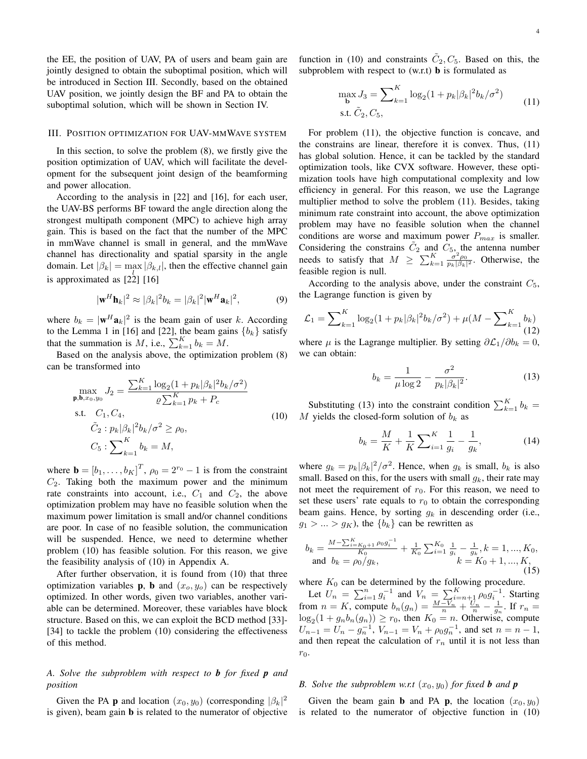the EE, the position of UAV, PA of users and beam gain are jointly designed to obtain the suboptimal position, which will be introduced in Section III. Secondly, based on the obtained UAV position, we jointly design the BF and PA to obtain the suboptimal solution, which will be shown in Section IV.

## III. Position optimization for UAV-mmWave system

In this section, to solve the problem (8), we firstly give the position optimization of UAV, which will facilitate the development for the subsequent joint design of the beamforming and power allocation.

According to the analysis in [22] and [16], for each user, the UAV-BS performs BF toward the angle direction along the strongest multipath component (MPC) to achieve high array gain. This is based on the fact that the number of the MPC in mmWave channel is small in general, and the mmWave channel has directionality and spatial sparsity in the angle domain. Let $|\beta_k| = \max_l |\beta_{k,l}|$, then the effective channel gain is approximated as [22] [16]

$$|\mathbf{w}^H \mathbf{h}_k|^2 \approx |\beta_k|^2 b_k = |\beta_k|^2 |\mathbf{w}^H \mathbf{a}_k|^2, \tag{9}$$

where $b_k = |\mathbf{w}^H \mathbf{a}_k|^2$ is the beam gain of user $k$. According to the Lemma 1 in [16] and [22], the beam gains $\{b_k\}$ satisfy that the summation is $M$, i.e., $\sum_{k=1}^K b_k = M$.

Based on the analysis above, the optimization problem (8) can be transformed into

$$\begin{aligned}
\max_{\mathbf{p},\mathbf{b},x_0,y_0} \; & J_2 = \frac{\sum_{k=1}^K \log_2(1+p_k|\beta_k|^2 b_k/\sigma^2)}{\varrho \sum_{k=1}^K p_k + P_c} \\
\text{s.t.} \;\; & C_1, C_4, \\
& \tilde{C}_2 : p_k|\beta_k|^2 b_k/\sigma^2 \geq \rho_0, \\
& C_5 : \sum_{k=1}^K b_k = M,
\end{aligned} \tag{10}$$

where $\mathbf{b} = [b_1, \ldots, b_K]^T$, $\rho_0 = 2^{r_0} - 1$ is from the constraint $C_2$. Taking both the maximum power and the minimum rate constraints into account, i.e., $C_1$ and $C_2$, the above optimization problem may have no feasible solution when the maximum power limitation is small and/or channel conditions are poor. In case of no feasible solution, the communication will be suspended. Hence, we need to determine whether problem (10) has feasible solution. For this reason, we give the feasibility analysis of (10) in Appendix A.

After further observation, it is found from (10) that three optimization variables $\mathbf{p}$, $\mathbf{b}$ and $(x_o, y_o)$ can be respectively optimized. In other words, given two variables, another variable can be determined. Moreover, these variables have block structure. Based on this, we can exploit the BCD method [33]-[34] to tackle the problem (10) considering the effectiveness of this method.

### A. Solve the subproblem with respect to b for fixed p and position

Given the PA $\mathbf{p}$ and location $(x_0, y_0)$ (corresponding $|\beta_k|^2$ is given), beam gain $\mathbf{b}$ is related to the numerator of objective function in (10) and constraints $\tilde{C}_2, C_5$. Based on this, the subproblem with respect to (w.r.t) $\mathbf{b}$ is formulated as

$$\begin{aligned}
\max_{\mathbf{b}} \; & J_3 = \sum_{k=1}^K \log_2(1+p_k|\beta_k|^2 b_k/\sigma^2) \\
\text{s.t.} \; & \tilde{C}_2, C_5,
\end{aligned} \tag{11}$$

For problem (11), the objective function is concave, and the constrains are linear, therefore it is convex. Thus, (11) has global solution. Hence, it can be tackled by the standard optimization tools, like CVX software. However, these optimization tools have high computational complexity and low efficiency in general. For this reason, we use the Lagrange multiplier method to solve the problem (11). Besides, taking minimum rate constraint into account, the above optimization problem may have no feasible solution when the channel conditions are worse and maximum power $P_{max}$ is smaller. Considering the constrains $\tilde{C}_2$ and $C_5$, the antenna number needs to satisfy that $M \geq \sum_{k=1}^K \frac{\sigma^2 \rho_0}{p_k|\beta_k|^2}$. Otherwise, the feasible region is null.

According to the analysis above, under the constraint $C_5$, the Lagrange function is given by

$$\mathcal{L}_1 = \sum_{k=1}^K \log_2(1+p_k|\beta_k|^2 b_k/\sigma^2) + \mu\Big(M - \sum_{k=1}^K b_k\Big) \tag{12}$$

where $\mu$ is the Lagrange multiplier. By setting $\partial \mathcal{L}_1 / \partial b_k = 0$, we can obtain:

$$b_k = \frac{1}{\mu \log 2} - \frac{\sigma^2}{p_k|\beta_k|^2}. \tag{13}$$

Substituting (13) into the constraint condition $\sum_{k=1}^K b_k = M$ yields the closed-form solution of $b_k$ as

$$b_k = \frac{M}{K} + \frac{1}{K}\sum_{i=1}^K \frac{1}{g_i} - \frac{1}{g_k}, \tag{14}$$

where $g_k = p_k|\beta_k|^2/\sigma^2$. Hence, when $g_k$ is small, $b_k$ is also small. Based on this, for the users with small $g_k$, their rate may not meet the requirement of $r_0$. For this reason, we need to set these users' rate equals to $r_0$ to obtain the corresponding beam gains. Hence, by sorting $g_k$ in descending order (i.e., $g_1 > \ldots > g_K$), the $\{b_k\}$ can be rewritten as

$$\begin{aligned}
& b_k = \frac{M - \sum_{i=K_0+1}^K \rho_0 g_i^{-1}}{K_0} + \frac{1}{K_0}\sum_{i=1}^{K_0} \frac{1}{g_i} - \frac{1}{g_k}, k = 1, \ldots, K_0, \\
& \text{and} \;\; b_k = \rho_0 / g_k, \qquad\qquad\qquad\qquad k = K_0+1, \ldots, K,
\end{aligned} \tag{15}$$

where $K_0$ can be determined by the following procedure.

Let $U_n = \sum_{i=1}^n g_i^{-1}$ and $V_n = \sum_{i=n+1}^K \rho_0 g_i^{-1}$. Starting from $n = K$, compute $b_n(g_n) = \frac{M - V_n}{n} + \frac{U_n}{n} - \frac{1}{g_n}$. If $r_n = \log_2(1 + g_n b_n(g_n)) \geq r_0$, then $K_0 = n$. Otherwise, compute $U_{n-1} = U_n - g_n^{-1}$, $V_{n-1} = V_n + \rho_0 g_n^{-1}$, and set $n = n-1$, and then repeat the calculation of $r_n$ until it is not less than $r_0$.

### B. Solve the subproblem w.r.t $(x_0, y_0)$ for fixed b and p

Given the beam gain $\mathbf{b}$ and PA $\mathbf{p}$, the location $(x_0, y_0)$ is related to the numerator of objective function in (10)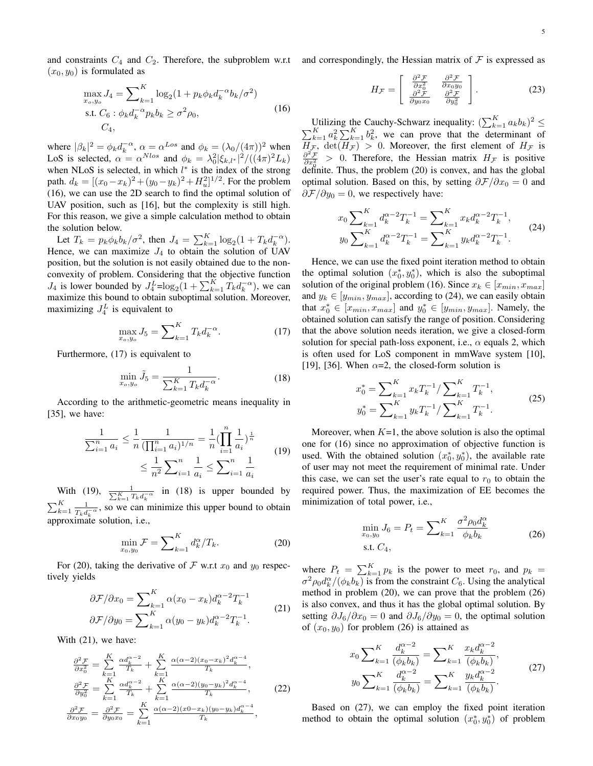and constraints $C_4$ and $C_2$. Therefore, the subproblem w.r.t $(x_0, y_0)$ is formulated as

$$\begin{aligned} \max_{x_o,y_o} J_4 &= \sum\nolimits_{k=1}^{K} \log_2(1+p_k\phi_k d_k^{-\alpha} b_k/\sigma^2) \\ \text{s.t. } & C_6: \phi_k d_k^{-\alpha} p_k b_k \geq \sigma^2 \rho_0, \\ & C_4, \end{aligned} \tag{16}$$

where $|\beta_k|^2 = \phi_k d_k^{-\alpha}$, $\alpha = \alpha^{Los}$ and $\phi_k = (\lambda_0/(4\pi))^2$ when LoS is selected, $\alpha = \alpha^{Nlos}$ and $\phi_k = \lambda_0^2 |\xi_{k,l^*}|^2/((4\pi)^2 L_k)$ when NLoS is selected, in which $l^*$ is the index of the strong path. $d_k = [(x_0-x_k)^2+(y_0-y_k)^2+H_u^2]^{1/2}$. For the problem (16), we can use the 2D search to find the optimal solution of UAV position, such as [16], but the complexity is still high. For this reason, we give a simple calculation method to obtain the solution below.

Let $T_k = p_k\phi_k b_k/\sigma^2$, then $J_4 = \sum_{k=1}^{K} \log_2(1+T_k d_k^{-\alpha})$. Hence, we can maximize $J_4$ to obtain the solution of UAV position, but the solution is not easily obtained due to the non-convexity of problem. Considering that the objective function $J_4$ is lower bounded by $J_4^L$=$\log_2(1+\sum_{k=1}^{K} T_k d_k^{-\alpha})$, we can maximize this bound to obtain suboptimal solution. Moreover, maximizing $J_4^L$ is equivalent to

$$\max_{x_o,y_o} J_5 = \sum\nolimits_{k=1}^{K} T_k d_k^{-\alpha}. \tag{17}$$

Furthermore, (17) is equivalent to

$$\min_{x_o,y_o} \tilde{J}_5 = \frac{1}{\sum_{k=1}^{K} T_k d_k^{-\alpha}}. \tag{18}$$

According to the arithmetic-geometric means inequality in [35], we have:

$$\begin{aligned} \frac{1}{\sum_{i=1}^{n} a_i} &\leq \frac{1}{n}\frac{1}{(\prod_{i=1}^{n} a_i)^{1/n}} = \frac{1}{n}(\prod_{i=1}^{n}\frac{1}{a_i})^{\frac{1}{n}} \\ &\leq \frac{1}{n^2}\sum\nolimits_{i=1}^{n}\frac{1}{a_i} \leq \sum\nolimits_{i=1}^{n}\frac{1}{a_i} \end{aligned} \tag{19}$$

With (19), $\frac{1}{\sum_{k=1}^{K} T_k d_k^{-\alpha}}$ in (18) is upper bounded by $\sum_{k=1}^{K}\frac{1}{T_k d_k^{-\alpha}}$, so we can minimize this upper bound to obtain approximate solution, i.e.,

$$\min_{x_0,y_0} \mathcal{F} = \sum\nolimits_{k=1}^{K} d_k^{\alpha}/T_k. \tag{20}$$

For (20), taking the derivative of $\mathcal{F}$ w.r.t $x_0$ and $y_0$ respectively yields

$$\begin{aligned} \partial\mathcal{F}/\partial x_0 &= \sum\nolimits_{k=1}^{K} \alpha(x_0-x_k) d_k^{\alpha-2} T_k^{-1} \\ \partial\mathcal{F}/\partial y_0 &= \sum\nolimits_{k=1}^{K} \alpha(y_0-y_k) d_k^{\alpha-2} T_k^{-1}. \end{aligned} \tag{21}$$

With (21), we have:

$$\begin{aligned} \frac{\partial^2\mathcal{F}}{\partial x_0^2} &= \sum_{k=1}^{K}\frac{\alpha d_k^{\alpha-2}}{T_k} + \sum_{k=1}^{K}\frac{\alpha(\alpha-2)(x_0-x_k)^2 d_k^{\alpha-4}}{T_k}, \\ \frac{\partial^2\mathcal{F}}{\partial y_0^2} &= \sum_{k=1}^{K}\frac{\alpha d_k^{\alpha-2}}{T_k} + \sum_{k=1}^{K}\frac{\alpha(\alpha-2)(y_0-y_k)^2 d_k^{\alpha-4}}{T_k}, \\ \frac{\partial^2\mathcal{F}}{\partial x_0 y_0} &= \frac{\partial^2\mathcal{F}}{\partial y_0 x_0} = \sum_{k=1}^{K}\frac{\alpha(\alpha-2)(x0-x_k)(y_0-y_k) d_k^{\alpha-4}}{T_k}, \end{aligned} \tag{22}$$

and correspondingly, the Hessian matrix of $\mathcal{F}$ is expressed as

$$H_{\mathcal{F}} = \begin{bmatrix} \frac{\partial^2\mathcal{F}}{\partial x_0^2} & \frac{\partial^2\mathcal{F}}{\partial x_0 y_0} \\ \frac{\partial^2\mathcal{F}}{\partial y_0 x_0} & \frac{\partial^2\mathcal{F}}{\partial y_0^2} \end{bmatrix}. \tag{23}$$

Utilizing the Cauchy-Schwarz inequality: $(\sum_{k=1}^{K} a_k b_k)^2 \leq \sum_{k=1}^{K} a_k^2 \sum_{k=1}^{K} b_k^2$, we can prove that the determinant of $H_{\mathcal{F}}$, $\det(H_{\mathcal{F}}) > 0$. Moreover, the first element of $H_{\mathcal{F}}$ is $\frac{\partial^2\mathcal{F}}{\partial x_0^2} > 0$. Therefore, the Hessian matrix $H_{\mathcal{F}}$ is positive definite. Thus, the problem (20) is convex, and has the global optimal solution. Based on this, by setting $\partial\mathcal{F}/\partial x_0 = 0$ and $\partial\mathcal{F}/\partial y_0 = 0$, we respectively have:

$$\begin{aligned} x_0\sum\nolimits_{k=1}^{K} d_k^{\alpha-2} T_k^{-1} &= \sum\nolimits_{k=1}^{K} x_k d_k^{\alpha-2} T_k^{-1}, \\ y_0\sum\nolimits_{k=1}^{K} d_k^{\alpha-2} T_k^{-1} &= \sum\nolimits_{k=1}^{K} y_k d_k^{\alpha-2} T_k^{-1}. \end{aligned} \tag{24}$$

Hence, we can use the fixed point iteration method to obtain the optimal solution $(x_0^*, y_0^*)$, which is also the suboptimal solution of the original problem (16). Since $x_k \in [x_{min}, x_{max}]$ and $y_k \in [y_{min}, y_{max}]$, according to (24), we can easily obtain that $x_0^* \in [x_{min}, x_{max}]$ and $y_0^* \in [y_{min}, y_{max}]$. Namely, the obtained solution can satisfy the range of position. Considering that the above solution needs iteration, we give a closed-form solution for special path-loss exponent, i.e., $\alpha$ equals 2, which is often used for LoS component in mmWave system [10], [19], [36]. When $\alpha$=2, the closed-form solution is

$$\begin{aligned} x_0^* &= \sum\nolimits_{k=1}^{K} x_k T_k^{-1} / \sum\nolimits_{k=1}^{K} T_k^{-1}, \\ y_0^* &= \sum\nolimits_{k=1}^{K} y_k T_k^{-1} / \sum\nolimits_{k=1}^{K} T_k^{-1}. \end{aligned} \tag{25}$$

Moreover, when $K$=1, the above solution is also the optimal one for (16) since no approximation of objective function is used. With the obtained solution $(x_0^*, y_0^*)$, the available rate of user may not meet the requirement of minimal rate. Under this case, we can set the user's rate equal to $r_0$ to obtain the required power. Thus, the maximization of EE becomes the minimization of total power, i.e.,

$$\begin{aligned} \min_{x_0,y_0} J_6 = P_t &= \sum\nolimits_{k=1}^{K}\frac{\sigma^2\rho_0 d_k^{\alpha}}{\phi_k b_k} \\ \text{s.t. } & C_4, \end{aligned} \tag{26}$$

where $P_t = \sum_{k=1}^{K} p_k$ is the power to meet $r_0$, and $p_k = \sigma^2\rho_0 d_k^{\alpha}/(\phi_k b_k)$ is from the constraint $C_6$. Using the analytical method in problem (20), we can prove that the problem (26) is also convex, and thus it has the global optimal solution. By setting $\partial J_6/\partial x_0 = 0$ and $\partial J_6/\partial y_0 = 0$, the optimal solution of $(x_0, y_0)$ for problem (26) is attained as

$$\begin{aligned} x_0\sum\nolimits_{k=1}^{K}\frac{d_k^{\alpha-2}}{(\phi_k b_k)} &= \sum\nolimits_{k=1}^{K}\frac{x_k d_k^{\alpha-2}}{(\phi_k b_k)}, \\ y_0\sum\nolimits_{k=1}^{K}\frac{d_k^{\alpha-2}}{(\phi_k b_k)} &= \sum\nolimits_{k=1}^{K}\frac{y_k d_k^{\alpha-2}}{(\phi_k b_k)}. \end{aligned} \tag{27}$$

Based on (27), we can employ the fixed point iteration method to obtain the optimal solution $(x_0^*, y_0^*)$ of problem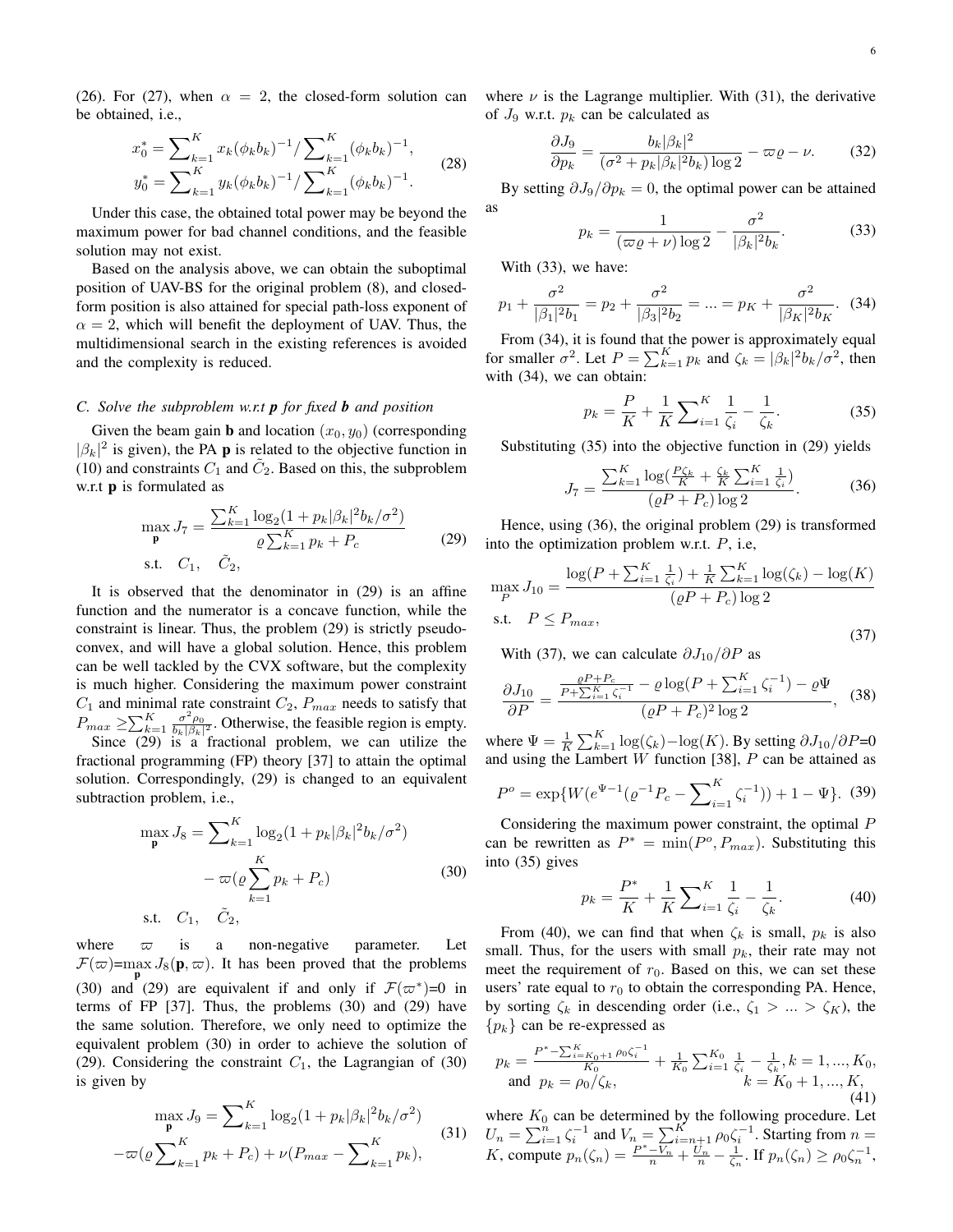(26). For (27), when $\alpha = 2$, the closed-form solution can be obtained, i.e.,

$$x_0^* = \sum_{k=1}^{K} x_k(\phi_k b_k)^{-1} / \sum_{k=1}^{K} (\phi_k b_k)^{-1},$$
$$y_0^* = \sum_{k=1}^{K} y_k(\phi_k b_k)^{-1} / \sum_{k=1}^{K} (\phi_k b_k)^{-1}. \tag{28}$$

Under this case, the obtained total power may be beyond the maximum power for bad channel conditions, and the feasible solution may not exist.

Based on the analysis above, we can obtain the suboptimal position of UAV-BS for the original problem (8), and closed-form position is also attained for special path-loss exponent of $\alpha = 2$, which will benefit the deployment of UAV. Thus, the multidimensional search in the existing references is avoided and the complexity is reduced.

### *C. Solve the subproblem w.r.t* $\boldsymbol{p}$ *for fixed* $\boldsymbol{b}$ *and position*

Given the beam gain $\mathbf{b}$ and location $(x_0, y_0)$ (corresponding $|\beta_k|^2$ is given), the PA $\mathbf{p}$ is related to the objective function in (10) and constraints $C_1$ and $\tilde{C}_2$. Based on this, the subproblem w.r.t $\mathbf{p}$ is formulated as

$$\begin{aligned} \max_{\mathbf{p}} J_7 = \frac{\sum_{k=1}^{K} \log_2(1 + p_k|\beta_k|^2 b_k/\sigma^2)}{\varrho \sum_{k=1}^{K} p_k + P_c} \\ \text{s.t.} \quad C_1, \quad \tilde{C}_2, \end{aligned} \tag{29}$$

It is observed that the denominator in (29) is an affine function and the numerator is a concave function, while the constraint is linear. Thus, the problem (29) is strictly pseudo-convex, and will have a global solution. Hence, this problem can be well tackled by the CVX software, but the complexity is much higher. Considering the maximum power constraint $C_1$ and minimal rate constraint $C_2$, $P_{max}$ needs to satisfy that $P_{max} \geq \sum_{k=1}^{K} \frac{\sigma^2 \rho_0}{b_k|\beta_k|^2}$. Otherwise, the feasible region is empty.

Since (29) is a fractional problem, we can utilize the fractional programming (FP) theory [37] to attain the optimal solution. Correspondingly, (29) is changed to an equivalent subtraction problem, i.e.,

$$\begin{aligned} \max_{\mathbf{p}} J_8 = \sum_{k=1}^{K} \log_2(1 + p_k|\beta_k|^2 b_k/\sigma^2) \\ - \varpi(\varrho \sum_{k=1}^{K} p_k + P_c) \\ \text{s.t.} \quad C_1, \quad \tilde{C}_2, \end{aligned} \tag{30}$$

where $\varpi$ is a non-negative parameter. Let $\mathcal{F}(\varpi)$=$\max_{\mathbf{p}} J_8(\mathbf{p}, \varpi)$. It has been proved that the problems (30) and (29) are equivalent if and only if $\mathcal{F}(\varpi^*)$=0 in terms of FP [37]. Thus, the problems (30) and (29) have the same solution. Therefore, we only need to optimize the equivalent problem (30) in order to achieve the solution of (29). Considering the constraint $C_1$, the Lagrangian of (30) is given by

$$\begin{aligned} \max_{\mathbf{p}} J_9 = \sum_{k=1}^{K} \log_2(1 + p_k|\beta_k|^2 b_k/\sigma^2) \\ -\varpi(\varrho \sum_{k=1}^{K} p_k + P_c) + \nu(P_{max} - \sum_{k=1}^{K} p_k), \end{aligned} \tag{31}$$

where $\nu$ is the Lagrange multiplier. With (31), the derivative of $J_9$ w.r.t. $p_k$ can be calculated as

$$\frac{\partial J_9}{\partial p_k} = \frac{b_k|\beta_k|^2}{(\sigma^2 + p_k|\beta_k|^2 b_k)\log 2} - \varpi\varrho - \nu. \tag{32}$$

By setting $\partial J_9 / \partial p_k = 0$, the optimal power can be attained as

$$p_k = \frac{1}{(\varpi\varrho + \nu)\log 2} - \frac{\sigma^2}{|\beta_k|^2 b_k}. \tag{33}$$

With (33), we have:

$$p_1 + \frac{\sigma^2}{|\beta_1|^2 b_1} = p_2 + \frac{\sigma^2}{|\beta_3|^2 b_2} = ... = p_K + \frac{\sigma^2}{|\beta_K|^2 b_K}. \tag{34}$$

From (34), it is found that the power is approximately equal for smaller $\sigma^2$. Let $P = \sum_{k=1}^{K} p_k$ and $\zeta_k = |\beta_k|^2 b_k/\sigma^2$, then with (34), we can obtain:

$$p_k = \frac{P}{K} + \frac{1}{K}\sum_{i=1}^{K} \frac{1}{\zeta_i} - \frac{1}{\zeta_k}. \tag{35}$$

Substituting (35) into the objective function in (29) yields

$$J_7 = \frac{\sum_{k=1}^{K} \log(\frac{P\zeta_k}{K} + \frac{\zeta_k}{K}\sum_{i=1}^{K} \frac{1}{\zeta_i})}{(\varrho P + P_c)\log 2}. \tag{36}$$

Hence, using (36), the original problem (29) is transformed into the optimization problem w.r.t. $P$, i.e,

$$\begin{aligned} \max_{P} J_{10} = \frac{\log(P + \sum_{i=1}^{K} \frac{1}{\zeta_i}) + \frac{1}{K}\sum_{k=1}^{K} \log(\zeta_k) - \log(K)}{(\varrho P + P_c)\log 2} \\ \text{s.t.} \quad P \leq P_{max}, \end{aligned} \tag{37}$$

With (37), we can calculate $\partial J_{10} / \partial P$ as

$$\frac{\partial J_{10}}{\partial P} = \frac{\frac{\varrho P + P_c}{P + \sum_{i=1}^{K} \zeta_i^{-1}} - \varrho \log(P + \sum_{i=1}^{K} \zeta_i^{-1}) - \varrho\Psi}{(\varrho P + P_c)^2 \log 2}, \tag{38}$$

where $\Psi = \frac{1}{K}\sum_{k=1}^{K} \log(\zeta_k) - \log(K)$. By setting $\partial J_{10} / \partial P$=0 and using the Lambert $W$ function [38], $P$ can be attained as

$$P^o = \exp\{W(e^{\Psi - 1}(\varrho^{-1} P_c - \sum_{i=1}^{K} \zeta_i^{-1})) + 1 - \Psi\}. \tag{39}$$

Considering the maximum power constraint, the optimal $P$ can be rewritten as $P^* = \min(P^o, P_{max})$. Substituting this into (35) gives

$$p_k = \frac{P^*}{K} + \frac{1}{K}\sum_{i=1}^{K} \frac{1}{\zeta_i} - \frac{1}{\zeta_k}. \tag{40}$$

From (40), we can find that when $\zeta_k$ is small, $p_k$ is also small. Thus, for the users with small $p_k$, their rate may not meet the requirement of $r_0$. Based on this, we can set these users' rate equal to $r_0$ to obtain the corresponding PA. Hence, by sorting $\zeta_k$ in descending order (i.e., $\zeta_1 > ... > \zeta_K$), the $\{p_k\}$ can be re-expressed as

$$\begin{aligned} p_k = \frac{P^* - \sum_{i=K_0+1}^{K} \rho_0 \zeta_i^{-1}}{K_0} + \frac{1}{K_0}\sum_{i=1}^{K_0} \frac{1}{\zeta_i} - \frac{1}{\zeta_k}, k = 1, ..., K_0, \\ \text{and} \quad p_k = \rho_0/\zeta_k, \qquad k = K_0 + 1, ..., K, \end{aligned} \tag{41}$$

where $K_0$ can be determined by the following procedure. Let $U_n = \sum_{i=1}^{n} \zeta_i^{-1}$ and $V_n = \sum_{i=n+1}^{K} \rho_0 \zeta_i^{-1}$. Starting from $n = K$, compute $p_n(\zeta_n) = \frac{P^* - V_n}{n} + \frac{U_n}{n} - \frac{1}{\zeta_n}$. If $p_n(\zeta_n) \geq \rho_0 \zeta_n^{-1}$,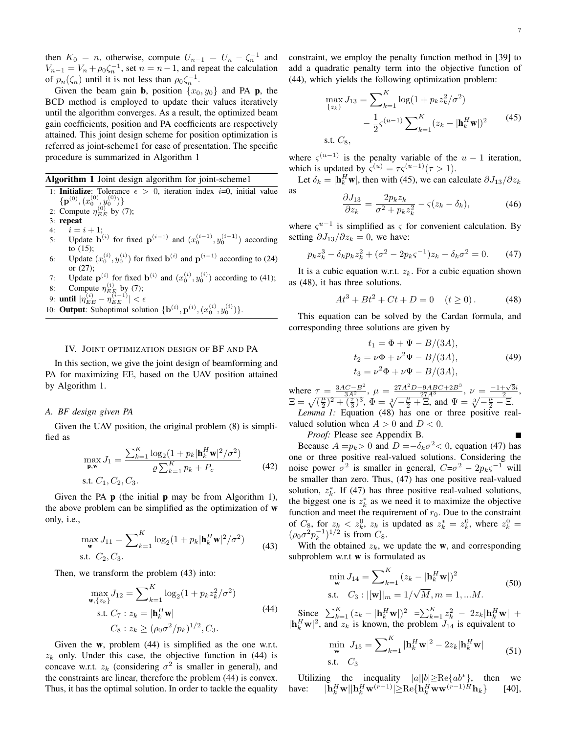then $K_0 = n$, otherwise, compute $U_{n-1} = U_n - \zeta_n^{-1}$ and $V_{n-1} = V_n + \rho_0 \zeta_n^{-1}$, set $n = n-1$, and repeat the calculation of $p_n(\zeta_n)$ until it is not less than $\rho_0 \zeta_n^{-1}$.

Given the beam gain $\mathbf{b}$, position $\{x_0, y_0\}$ and PA $\mathbf{p}$, the BCD method is employed to update their values iteratively until the algorithm converges. As a result, the optimized beam gain coefficients, position and PA coefficients are respectively attained. This joint design scheme for position optimization is referred as joint-scheme1 for ease of presentation. The specific procedure is summarized in Algorithm 1

**Algorithm 1** Joint design algorithm for joint-scheme1

1: **Initialize**: Tolerance $\epsilon > 0$, iteration index $i$=0, initial value $\{\mathbf{p}^{(0)}, (x_0^{(0)}, y_0^{(0)})\}$
2: Compute $\eta_{EE}^{(0)}$ by (7);
3: **repeat**
4: $\quad i = i + 1$;
5: $\quad$ Update $\mathbf{b}^{(i)}$ for fixed $\mathbf{p}^{(i-1)}$ and $(x_0^{(i-1)}, y_0^{(i-1)})$ according to (15);
6: $\quad$ Update $(x_0^{(i)}, y_0^{(i)})$ for fixed $\mathbf{b}^{(i)}$ and $\mathbf{p}^{(i-1)}$ according to (24) or (27);
7: $\quad$ Update $\mathbf{p}^{(i)}$ for fixed $\mathbf{b}^{(i)}$ and $(x_0^{(i)}, y_0^{(i)})$ according to (41);
8: $\quad$ Compute $\eta_{EE}^{(i)}$ by (7);
9: **until** $|\eta_{EE}^{(i)} - \eta_{EE}^{(i-1)}| < \epsilon$
10: **Output**: Suboptimal solution $\{\mathbf{b}^{(i)}, \mathbf{p}^{(i)}, (x_0^{(i)}, y_0^{(i)})\}$.

## IV. Joint optimization design of BF and PA

In this section, we give the joint design of beamforming and PA for maximizing EE, based on the UAV position attained by Algorithm 1.

### A. BF design given PA

Given the UAV position, the original problem (8) is simplified as

$$
\begin{aligned}
\max_{\mathbf{p},\mathbf{w}} J_1 &= \frac{\sum_{k=1}^{K} \log_2(1 + p_k|\mathbf{h}_k^H \mathbf{w}|^2/\sigma^2)}{\varrho \sum_{k=1}^{K} p_k + P_c} \\
\text{s.t. } & C_1, C_2, C_3.
\end{aligned} \tag{42}
$$

Given the PA $\mathbf{p}$ (the initial $\mathbf{p}$ may be from Algorithm 1), the above problem can be simplified as the optimization of $\mathbf{w}$ only, i.e.,

$$
\begin{aligned}
\max_{\mathbf{w}} J_{11} &= \sum\nolimits_{k=1}^{K} \log_2(1 + p_k|\mathbf{h}_k^H \mathbf{w}|^2/\sigma^2) \\
\text{s.t. } & C_2, C_3.
\end{aligned} \tag{43}
$$

Then, we transform the problem (43) into:

$$
\begin{aligned}
\max_{\mathbf{w},\{z_k\}} J_{12} &= \sum\nolimits_{k=1}^{K} \log_2(1 + p_k z_k^2/\sigma^2) \\
\text{s.t. } & C_7 : z_k = |\mathbf{h}_k^H \mathbf{w}| \\
& C_8 : z_k \geq (\rho_0 \sigma^2/p_k)^{1/2}, C_3.
\end{aligned} \tag{44}
$$

Given the $\mathbf{w}$, problem (44) is simplified as the one w.r.t. $z_k$ only. Under this case, the objective function in (44) is concave w.r.t. $z_k$ (considering $\sigma^2$ is smaller in general), and the constraints are linear, therefore the problem (44) is convex. Thus, it has the optimal solution. In order to tackle the equality constraint, we employ the penalty function method in [39] to add a quadratic penalty term into the objective function of (44), which yields the following optimization problem:

$$
\begin{aligned}
\max_{\{z_k\}} J_{13} &= \sum\nolimits_{k=1}^{K} \log(1 + p_k z_k^2/\sigma^2) \\
&\quad - \frac{1}{2}\varsigma^{(u-1)} \sum\nolimits_{k=1}^{K} (z_k - |\mathbf{h}_k^H \mathbf{w}|)^2 \\
\text{s.t. } & C_8,
\end{aligned} \tag{45}
$$

where $\varsigma^{(u-1)}$ is the penalty variable of the $u-1$ iteration, which is updated by $\varsigma^{(u)} = \tau \varsigma^{(u-1)} (\tau > 1)$.

Let $\delta_k = |\mathbf{h}_k^H \mathbf{w}|$, then with (45), we can calculate $\partial J_{13}/\partial z_k$ as

$$
\frac{\partial J_{13}}{\partial z_k} = \frac{2 p_k z_k}{\sigma^2 + p_k z_k^2} - \varsigma(z_k - \delta_k), \tag{46}
$$

where $\varsigma^{u-1}$ is simplified as $\varsigma$ for convenient calculation. By setting $\partial J_{13}/\partial z_k = 0$, we have:

$$
p_k z_k^3 - \delta_k p_k z_k^2 + (\sigma^2 - 2 p_k \varsigma^{-1}) z_k - \delta_k \sigma^2 = 0. \tag{47}
$$

It is a cubic equation w.r.t. $z_k$. For a cubic equation shown as (48), it has three solutions.

$$
A t^3 + B t^2 + C t + D = 0 \quad (t \geq 0). \tag{48}
$$

This equation can be solved by the Cardan formula, and corresponding three solutions are given by

$$
\begin{aligned}
t_1 &= \Phi + \Psi - B/(3A), \\
t_2 &= \nu \Phi + \nu^2 \Psi - B/(3A), \\
t_3 &= \nu^2 \Phi + \nu \Psi - B/(3A),
\end{aligned} \tag{49}
$$

where $\tau = \frac{3AC - B^2}{3A^2}$, $\mu = \frac{27A^2 D - 9ABC + 2B^3}{27A^3}$, $\nu = \frac{-1+\sqrt{3}i}{2}$, $\Xi = \sqrt{(\frac{\mu}{2})^2 + (\frac{\tau}{3})^3}$, $\Phi = \sqrt[3]{-\frac{\mu}{2} + \Xi}$, and $\Psi = \sqrt[3]{-\frac{\mu}{2} - \Xi}$.

*Lemma 1:* Equation (48) has one or three positive real-valued solution when $A > 0$ and $D < 0$.

*Proof:* Please see Appendix B. ∎

Because $A = p_k > 0$ and $D = -\delta_k \sigma^2 < 0$, equation (47) has one or three positive real-valued solutions. Considering the noise power $\sigma^2$ is smaller in general, $C = \sigma^2 - 2 p_k \varsigma^{-1}$ will be smaller than zero. Thus, (47) has one positive real-valued solution, $z_k^*$. If (47) has three positive real-valued solutions, the biggest one is $z_k^*$ as we need it to maximize the objective function and meet the requirement of $r_0$. Due to the constraint of $C_8$, for $z_k < z_k^0$, $z_k$ is updated as $z_k^* = z_k^0$, where $z_k^0 = (\rho_0 \sigma^2 p_k^{-1})^{1/2}$ is from $C_8$.

With the obtained $z_k$, we update the $\mathbf{w}$, and corresponding subproblem w.r.t $\mathbf{w}$ is formulated as

$$
\begin{aligned}
\min_{\mathbf{w}} J_{14} &= \sum\nolimits_{k=1}^{K} (z_k - |\mathbf{h}_k^H \mathbf{w}|)^2 \\
\text{s.t. } & C_3 : |[\mathbf{w}]|_m = 1/\sqrt{M}, m = 1, ...M.
\end{aligned} \tag{50}
$$

Since $\sum_{k=1}^{K} (z_k - |\mathbf{h}_k^H \mathbf{w}|)^2 = \sum_{k=1}^{K} z_k^2 - 2 z_k |\mathbf{h}_k^H \mathbf{w}| + |\mathbf{h}_k^H \mathbf{w}|^2$, and $z_k$ is known, the problem $J_{14}$ is equivalent to

$$
\begin{aligned}
\min_{\mathbf{w}} \ J_{15} &= \sum\nolimits_{k=1}^{K} |\mathbf{h}_k^H \mathbf{w}|^2 - 2 z_k |\mathbf{h}_k^H \mathbf{w}| \\
\text{s.t. } & C_3
\end{aligned} \tag{51}
$$

Utilizing the inequality $|a||b| \geq \text{Re}\{a b^*\}$, then we have: $|\mathbf{h}_k^H \mathbf{w}||\mathbf{h}_k^H \mathbf{w}^{(r-1)}| \geq \text{Re}\{\mathbf{h}_k^H \mathbf{w} \mathbf{w}^{(r-1)H} \mathbf{h}_k\}$ [40],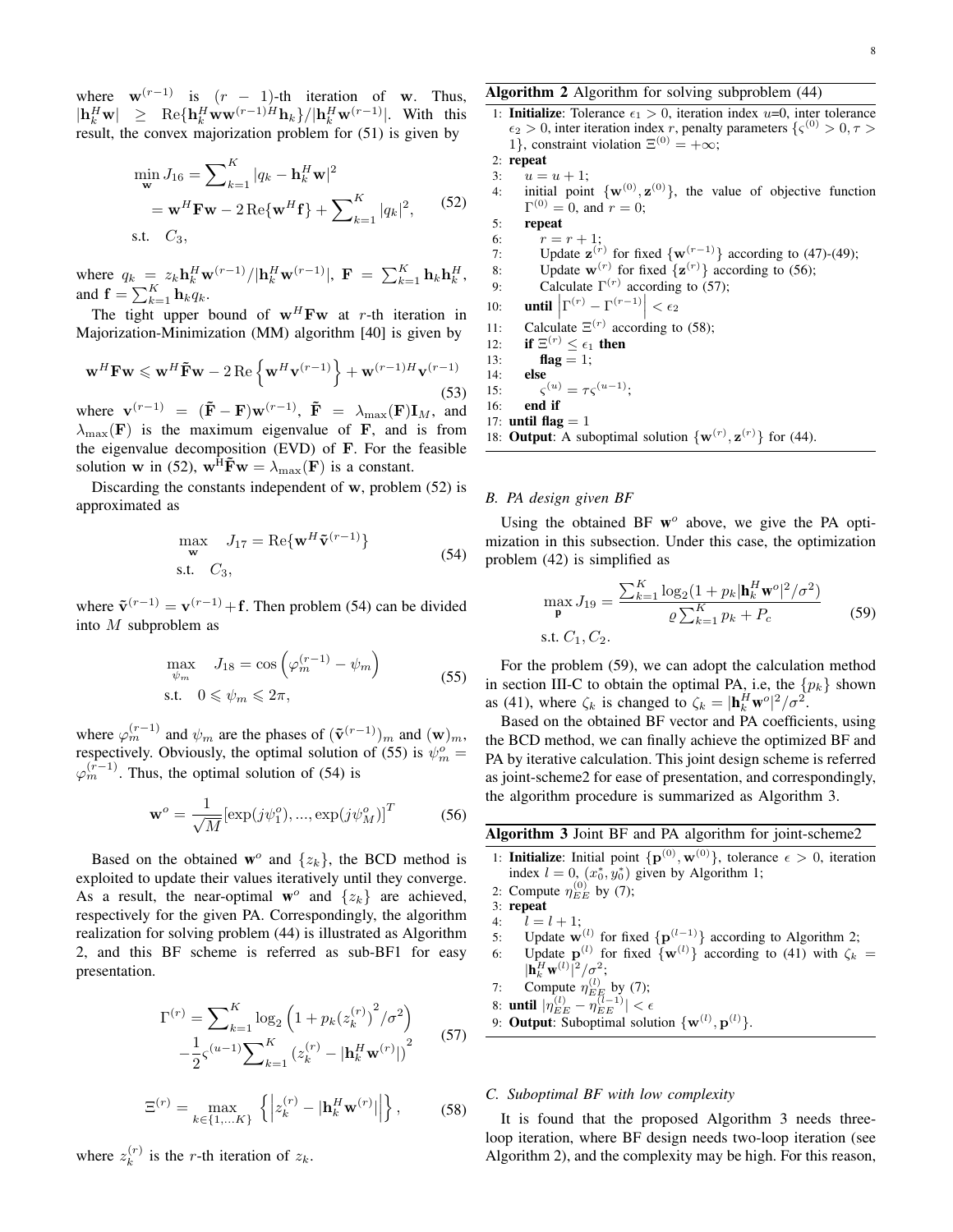where $\mathbf{w}^{(r-1)}$ is $(r-1)$-th iteration of $\mathbf{w}$. Thus, $|\mathbf{h}_k^H\mathbf{w}| \geq \mathrm{Re}\{\mathbf{h}_k^H\mathbf{w}\mathbf{w}^{(r-1)H}\mathbf{h}_k\}/|\mathbf{h}_k^H\mathbf{w}^{(r-1)}|$. With this result, the convex majorization problem for (51) is given by

$$\begin{aligned}\min_{\mathbf{w}} J_{16} &= \sum_{k=1}^{K} |q_k - \mathbf{h}_k^H\mathbf{w}|^2 \\ &= \mathbf{w}^H\mathbf{F}\mathbf{w} - 2\,\mathrm{Re}\{\mathbf{w}^H\mathbf{f}\} + \sum_{k=1}^{K} |q_k|^2, \\ \text{s.t.}\quad & C_3,\end{aligned} \tag{52}$$

where $q_k = z_k\mathbf{h}_k^H\mathbf{w}^{(r-1)}/|\mathbf{h}_k^H\mathbf{w}^{(r-1)}|$, $\mathbf{F} = \sum_{k=1}^{K}\mathbf{h}_k\mathbf{h}_k^H$, and $\mathbf{f} = \sum_{k=1}^{K}\mathbf{h}_k q_k$.

The tight upper bound of $\mathbf{w}^H\mathbf{F}\mathbf{w}$ at $r$-th iteration in Majorization-Minimization (MM) algorithm [40] is given by

$$\mathbf{w}^H\mathbf{F}\mathbf{w} \leqslant \mathbf{w}^H\tilde{\mathbf{F}}\mathbf{w} - 2\,\mathrm{Re}\left\{\mathbf{w}^H\mathbf{v}^{(r-1)}\right\} + \mathbf{w}^{(r-1)H}\mathbf{v}^{(r-1)} \tag{53}$$

where $\mathbf{v}^{(r-1)} = (\tilde{\mathbf{F}} - \mathbf{F})\mathbf{w}^{(r-1)}$, $\tilde{\mathbf{F}} = \lambda_{\max}(\mathbf{F})\mathbf{I}_M$, and $\lambda_{\max}(\mathbf{F})$ is the maximum eigenvalue of $\mathbf{F}$, and is from the eigenvalue decomposition (EVD) of $\mathbf{F}$. For the feasible solution $\mathbf{w}$ in (52), $\mathbf{w}^{\mathrm{H}}\tilde{\mathbf{F}}\mathbf{w} = \lambda_{\max}(\mathbf{F})$ is a constant.

Discarding the constants independent of $\mathbf{w}$, problem (52) is approximated as

$$\begin{aligned}\max_{\mathbf{w}}\quad & J_{17} = \mathrm{Re}\{\mathbf{w}^H\tilde{\mathbf{v}}^{(r-1)}\} \\ \text{s.t.}\quad & C_3,\end{aligned} \tag{54}$$

where $\tilde{\mathbf{v}}^{(r-1)} = \mathbf{v}^{(r-1)} + \mathbf{f}$. Then problem (54) can be divided into $M$ subproblem as

$$\begin{aligned}\max_{\psi_m}\quad & J_{18} = \cos\left(\varphi_m^{(r-1)} - \psi_m\right) \\ \text{s.t.}\quad & 0 \leqslant \psi_m \leqslant 2\pi,\end{aligned} \tag{55}$$

where $\varphi_m^{(r-1)}$ and $\psi_m$ are the phases of $(\tilde{\mathbf{v}}^{(r-1)})_m$ and $(\mathbf{w})_m$, respectively. Obviously, the optimal solution of (55) is $\psi_m^o = \varphi_m^{(r-1)}$. Thus, the optimal solution of (54) is

$$\mathbf{w}^o = \frac{1}{\sqrt{M}}[\exp(j\psi_1^o), ..., \exp(j\psi_M^o)]^T \tag{56}$$

Based on the obtained $\mathbf{w}^o$ and $\{z_k\}$, the BCD method is exploited to update their values iteratively until they converge. As a result, the near-optimal $\mathbf{w}^o$ and $\{z_k\}$ are achieved, respectively for the given PA. Correspondingly, the algorithm realization for solving problem (44) is illustrated as Algorithm 2, and this BF scheme is referred as sub-BF1 for easy presentation.

$$\begin{aligned}\Gamma^{(r)} = &\sum_{k=1}^{K} \log_2\left(1 + p_k {\left(z_k^{(r)}\right)}^2/\sigma^2\right) \\ &- \frac{1}{2}\varsigma^{(u-1)}\sum_{k=1}^{K}\left(z_k^{(r)} - |\mathbf{h}_k^H\mathbf{w}^{(r)}|\right)^2\end{aligned} \tag{57}$$

$$\Xi^{(r)} = \max_{k\in\{1,\dots K\}} \left\{\left|z_k^{(r)} - |\mathbf{h}_k^H\mathbf{w}^{(r)}|\right|\right\}, \tag{58}$$

where $z_k^{(r)}$ is the $r$-th iteration of $z_k$.

**Algorithm 2** Algorithm for solving subproblem (44)

1: **Initialize**: Tolerance $\epsilon_1 > 0$, iteration index $u$=0, inter tolerance $\epsilon_2 > 0$, inter iteration index $r$, penalty parameters $\{\varsigma^{(0)} > 0, \tau > 1\}$, constraint violation $\Xi^{(0)} = +\infty$;
2: **repeat**
3: $\quad u = u + 1$;
4: $\quad$ initial point $\{\mathbf{w}^{(0)}, \mathbf{z}^{(0)}\}$, the value of objective function $\Gamma^{(0)} = 0$, and $r = 0$;
5: $\quad$ **repeat**
6: $\quad\quad r = r + 1$;
7: $\quad\quad$ Update $\mathbf{z}^{(r)}$ for fixed $\{\mathbf{w}^{(r-1)}\}$ according to (47)-(49);
8: $\quad\quad$ Update $\mathbf{w}^{(r)}$ for fixed $\{\mathbf{z}^{(r)}\}$ according to (56);
9: $\quad\quad$ Calculate $\Gamma^{(r)}$ according to (57);
10: $\quad$ **until** $\left|\Gamma^{(r)} - \Gamma^{(r-1)}\right| < \epsilon_2$
11: $\quad$ Calculate $\Xi^{(r)}$ according to (58);
12: $\quad$ **if** $\Xi^{(r)} \leq \epsilon_1$ **then**
13: $\quad\quad$ **flag** = 1;
14: $\quad$ **else**
15: $\quad\quad \varsigma^{(u)} = \tau\varsigma^{(u-1)}$;
16: $\quad$ **end if**
17: **until flag** = 1
18: **Output**: A suboptimal solution $\{\mathbf{w}^{(r)}, \mathbf{z}^{(r)}\}$ for (44).

### *B. PA design given BF*

Using the obtained BF $\mathbf{w}^o$ above, we give the PA optimization in this subsection. Under this case, the optimization problem (42) is simplified as

$$\begin{aligned}\max_{\mathbf{p}} J_{19} &= \frac{\sum_{k=1}^{K}\log_2(1 + p_k|\mathbf{h}_k^H\mathbf{w}^o|^2/\sigma^2)}{\varrho\sum_{k=1}^{K}p_k + P_c} \\ \text{s.t.}\ & C_1, C_2.\end{aligned} \tag{59}$$

For the problem (59), we can adopt the calculation method in section III-C to obtain the optimal PA, i.e, the $\{p_k\}$ shown as (41), where $\zeta_k$ is changed to $\zeta_k = |\mathbf{h}_k^H\mathbf{w}^o|^2/\sigma^2$.

Based on the obtained BF vector and PA coefficients, using the BCD method, we can finally achieve the optimized BF and PA by iterative calculation. This joint design scheme is referred as joint-scheme2 for ease of presentation, and correspondingly, the algorithm procedure is summarized as Algorithm 3.

**Algorithm 3** Joint BF and PA algorithm for joint-scheme2

1: **Initialize**: Initial point $\{\mathbf{p}^{(0)}, \mathbf{w}^{(0)}\}$, tolerance $\epsilon > 0$, iteration index $l = 0$, $(x_0^*, y_0^*)$ given by Algorithm 1;
2: Compute $\eta_{EE}^{(0)}$ by (7);
3: **repeat**
4: $\quad l = l + 1$;
5: $\quad$ Update $\mathbf{w}^{(l)}$ for fixed $\{\mathbf{p}^{(l-1)}\}$ according to Algorithm 2;
6: $\quad$ Update $\mathbf{p}^{(l)}$ for fixed $\{\mathbf{w}^{(l)}\}$ according to (41) with $\zeta_k = |\mathbf{h}_k^H\mathbf{w}^{(l)}|^2/\sigma^2$;
7: $\quad$ Compute $\eta_{EE}^{(l)}$ by (7);
8: **until** $|\eta_{EE}^{(l)} - \eta_{EE}^{(l-1)}| < \epsilon$
9: **Output**: Suboptimal solution $\{\mathbf{w}^{(l)}, \mathbf{p}^{(l)}\}$.

### *C. Suboptimal BF with low complexity*

It is found that the proposed Algorithm 3 needs three-loop iteration, where BF design needs two-loop iteration (see Algorithm 2), and the complexity may be high. For this reason,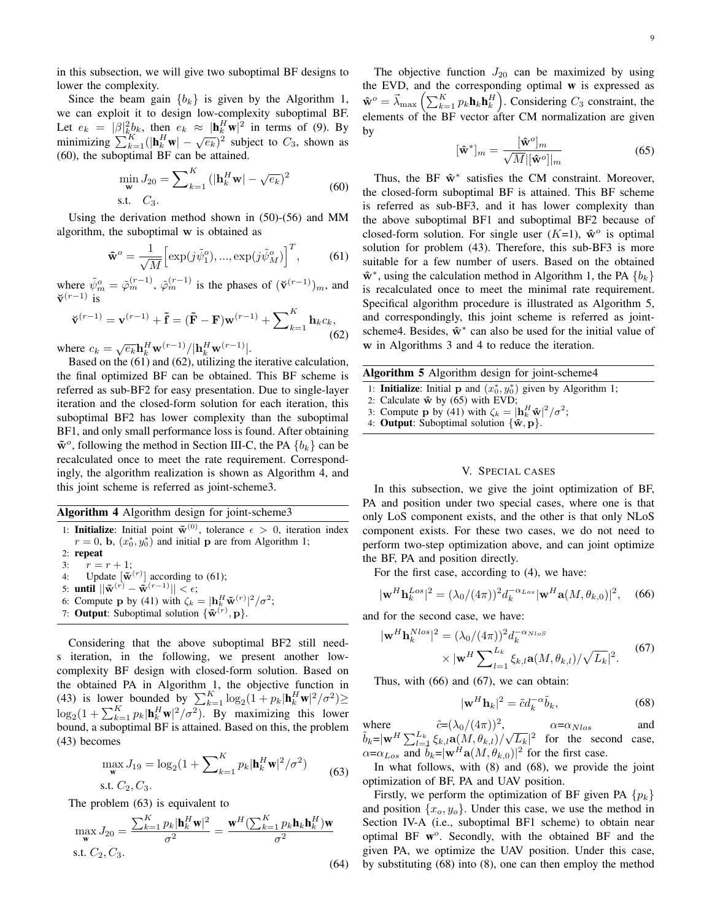in this subsection, we will give two suboptimal BF designs to lower the complexity.

Since the beam gain $\{b_k\}$ is given by the Algorithm 1, we can exploit it to design low-complexity suboptimal BF. Let $e_k = |\beta|_k^2 b_k$, then $e_k \approx |\mathbf{h}_k^H \mathbf{w}|^2$ in terms of (9). By minimizing $\sum_{k=1}^{K}(|\mathbf{h}_k^H \mathbf{w}| - \sqrt{e_k})^2$ subject to $C_3$, shown as (60), the suboptimal BF can be attained.

$$
\begin{aligned}
\min_{\mathbf{w}} J_{20} &= \sum\nolimits_{k=1}^{K} (|\mathbf{h}_k^H \mathbf{w}| - \sqrt{e_k})^2 \\
\text{s.t.} \quad & C_3.
\end{aligned} \tag{60}
$$

Using the derivation method shown in (50)-(56) and MM algorithm, the suboptimal $\mathbf{w}$ is obtained as

$$
\tilde{\mathbf{w}}^o = \frac{1}{\sqrt{M}} \Big[ \exp(j\tilde{\psi}_1^o), ..., \exp(j\tilde{\psi}_M^o) \Big]^T, \tag{61}
$$

where $\tilde{\psi}_m^o = \tilde{\varphi}_m^{(r-1)}$, $\tilde{\varphi}_m^{(r-1)}$ is the phases of $(\check{\mathbf{v}}^{(r-1)})_m$, and $\check{\mathbf{v}}^{(r-1)}$ is

$$
\check{\mathbf{v}}^{(r-1)} = \mathbf{v}^{(r-1)} + \tilde{\mathbf{f}} = (\tilde{\mathbf{F}} - \mathbf{F})\mathbf{w}^{(r-1)} + \sum\nolimits_{k=1}^{K} \mathbf{h}_k c_k, \tag{62}
$$

where $c_k = \sqrt{e_k} \mathbf{h}_k^H \mathbf{w}^{(r-1)} / |\mathbf{h}_k^H \mathbf{w}^{(r-1)}|$.

Based on the (61) and (62), utilizing the iterative calculation, the final optimized BF can be obtained. This BF scheme is referred as sub-BF2 for easy presentation. Due to single-layer iteration and the closed-form solution for each iteration, this suboptimal BF2 has lower complexity than the suboptimal BF1, and only small performance loss is found. After obtaining $\tilde{\mathbf{w}}^o$, following the method in Section III-C, the PA $\{b_k\}$ can be recalculated once to meet the rate requirement. Correspondingly, the algorithm realization is shown as Algorithm 4, and this joint scheme is referred as joint-scheme3.

**Algorithm 4** Algorithm design for joint-scheme3

1: **Initialize**: Initial point $\tilde{\mathbf{w}}^{(0)}$, tolerance $\epsilon > 0$, iteration index $r = 0$, $\mathbf{b}$, $(x_0^*, y_0^*)$ and initial $\mathbf{p}$ are from Algorithm 1;
2: **repeat**
3: $\quad r = r + 1$;
4: $\quad$ Update $[\tilde{\mathbf{w}}^{(r)}]$ according to (61);
5: **until** $||\tilde{\mathbf{w}}^{(r)} - \tilde{\mathbf{w}}^{(r-1)}|| < \epsilon$;
6: Compute $\mathbf{p}$ by (41) with $\zeta_k = |\mathbf{h}_k^H \tilde{\mathbf{w}}^{(r)}|^2/\sigma^2$;
7: **Output**: Suboptimal solution $\{\tilde{\mathbf{w}}^{(r)}, \mathbf{p}\}$.

Considering that the above suboptimal BF2 still needs iteration, in the following, we present another low-complexity BF design with closed-form solution. Based on the obtained PA in Algorithm 1, the objective function in (43) is lower bounded by $\sum_{k=1}^{K} \log_2(1 + p_k|\mathbf{h}_k^H \mathbf{w}|^2/\sigma^2) \geq \log_2(1 + \sum_{k=1}^{K} p_k|\mathbf{h}_k^H \mathbf{w}|^2/\sigma^2)$. By maximizing this lower bound, a suboptimal BF is attained. Based on this, the problem (43) becomes

$$
\begin{aligned}
\max_{\mathbf{w}} J_{19} &= \log_2(1 + \sum\nolimits_{k=1}^{K} p_k |\mathbf{h}_k^H \mathbf{w}|^2/\sigma^2) \\
\text{s.t. } & C_2, C_3.
\end{aligned} \tag{63}
$$

The problem (63) is equivalent to

$$
\begin{aligned}
\max_{\mathbf{w}} J_{20} &= \frac{\sum_{k=1}^{K} p_k |\mathbf{h}_k^H \mathbf{w}|^2}{\sigma^2} = \frac{\mathbf{w}^H (\sum_{k=1}^{K} p_k \mathbf{h}_k \mathbf{h}_k^H) \mathbf{w}}{\sigma^2} \\
\text{s.t. } & C_2, C_3.
\end{aligned} \tag{64}
$$

The objective function $J_{20}$ can be maximized by using the EVD, and the corresponding optimal $\mathbf{w}$ is expressed as $\hat{\mathbf{w}}^o = \vec{\lambda}_{\max}\left(\sum_{k=1}^{K} p_k \mathbf{h}_k \mathbf{h}_k^H\right)$. Considering $C_3$ constraint, the elements of the BF vector after CM normalization are given by

$$
[\hat{\mathbf{w}}^*]_m = \frac{[\hat{\mathbf{w}}^o]_m}{\sqrt{M}|[\hat{\mathbf{w}}^o]|_m} \tag{65}
$$

Thus, the BF $\hat{\mathbf{w}}^*$ satisfies the CM constraint. Moreover, the closed-form suboptimal BF is attained. This BF scheme is referred as sub-BF3, and it has lower complexity than the above suboptimal BF1 and suboptimal BF2 because of closed-form solution. For single user ($K$=1), $\hat{\mathbf{w}}^o$ is optimal solution for problem (43). Therefore, this sub-BF3 is more suitable for a few number of users. Based on the obtained $\hat{\mathbf{w}}^*$, using the calculation method in Algorithm 1, the PA $\{b_k\}$ is recalculated once to meet the minimal rate requirement. Specifical algorithm procedure is illustrated as Algorithm 5, and correspondingly, this joint scheme is referred as joint-scheme4. Besides, $\hat{\mathbf{w}}^*$ can also be used for the initial value of $\mathbf{w}$ in Algorithms 3 and 4 to reduce the iteration.

**Algorithm 5** Algorithm design for joint-scheme4

1: **Initialize**: Initial $\mathbf{p}$ and $(x_0^*, y_0^*)$ given by Algorithm 1;
2: Calculate $\hat{\mathbf{w}}$ by (65) with EVD;
3: Compute $\mathbf{p}$ by (41) with $\zeta_k = |\mathbf{h}_k^H \hat{\mathbf{w}}|^2/\sigma^2$;
4: **Output**: Suboptimal solution $\{\hat{\mathbf{w}}, \mathbf{p}\}$.

## V. Special cases

In this subsection, we give the joint optimization of BF, PA and position under two special cases, where one is that only LoS component exists, and the other is that only NLoS component exists. For these two cases, we do not need to perform two-step optimization above, and can joint optimize the BF, PA and position directly.

For the first case, according to (4), we have:

$$
|\mathbf{w}^H \mathbf{h}_k^{Los}|^2 = (\lambda_0/(4\pi))^2 d_k^{-\alpha_{Los}} |\mathbf{w}^H \mathbf{a}(M, \theta_{k,0})|^2, \tag{66}
$$

and for the second case, we have:

$$
\begin{aligned}
|\mathbf{w}^H \mathbf{h}_k^{Nlos}|^2 &= (\lambda_0/(4\pi))^2 d_k^{-\alpha_{NloS}} \\
&\times |\mathbf{w}^H \sum\nolimits_{l=1}^{L_k} \xi_{k,l} \mathbf{a}(M, \theta_{k,l})/\sqrt{L_k}|^2.
\end{aligned} \tag{67}
$$

Thus, with (66) and (67), we can obtain:

$$
|\mathbf{w}^H \mathbf{h}_k|^2 = \tilde{c} d_k^{-\alpha} \tilde{b}_k, \tag{68}
$$

where $\tilde{c}$=$(\lambda_0/(4\pi))^2$, $\alpha$=$\alpha_{Nlos}$ and $\tilde{b}_k$=$|\mathbf{w}^H \sum_{l=1}^{L_k} \xi_{k,l} \mathbf{a}(M, \theta_{k,l})/\sqrt{L_k}|^2$ for the second case, $\alpha$=$\alpha_{Los}$ and $\tilde{b}_k$=$|\mathbf{w}^H \mathbf{a}(M, \theta_{k,0})|^2$ for the first case.

In what follows, with (8) and (68), we provide the joint optimization of BF, PA and UAV position.

Firstly, we perform the optimization of BF given PA $\{p_k\}$ and position $\{x_o, y_o\}$. Under this case, we use the method in Section IV-A (i.e., suboptimal BF1 scheme) to obtain near optimal BF $\mathbf{w}^o$. Secondly, with the obtained BF and the given PA, we optimize the UAV position. Under this case, by substituting (68) into (8), one can then employ the method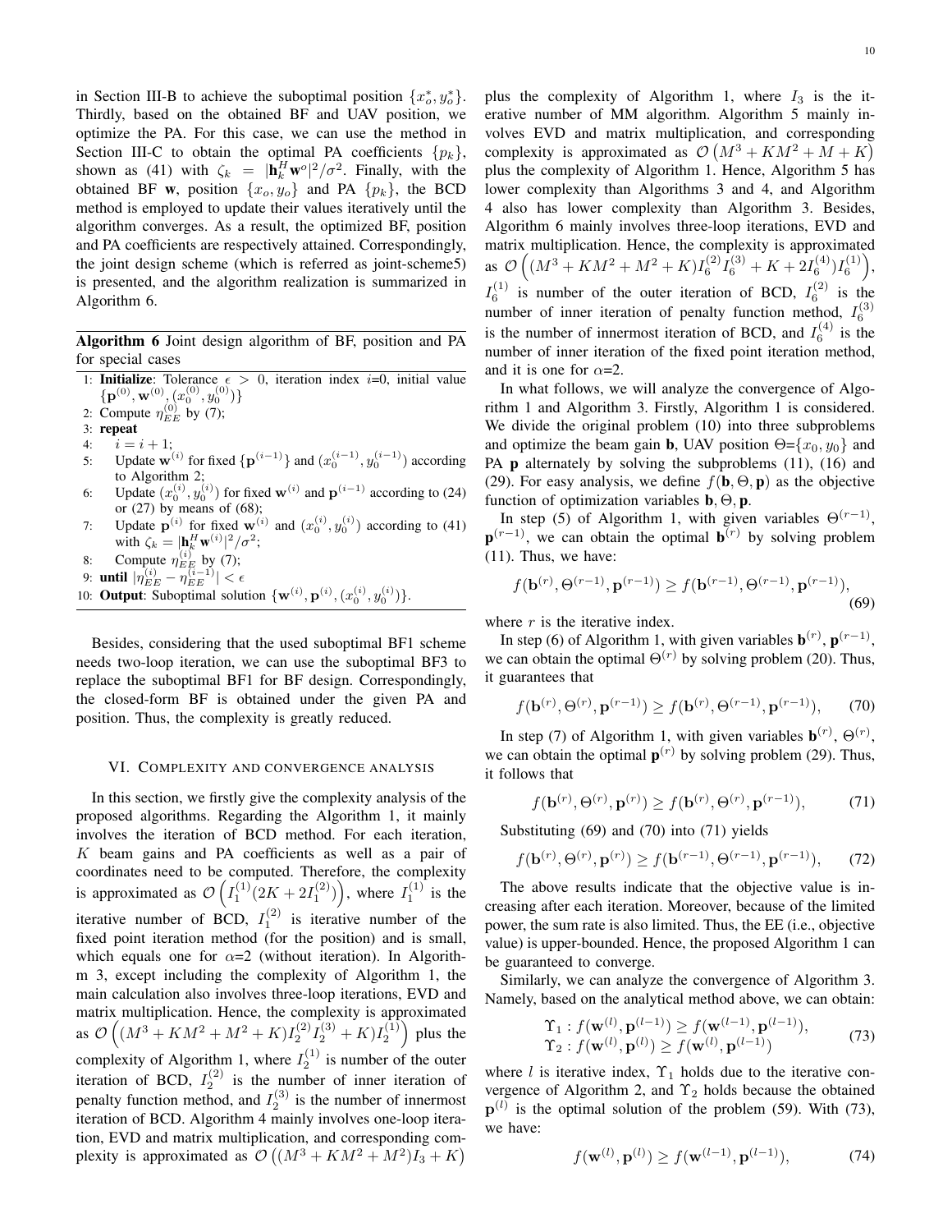in Section III-B to achieve the suboptimal position $\{x_o^*, y_o^*\}$. Thirdly, based on the obtained BF and UAV position, we optimize the PA. For this case, we can use the method in Section III-C to obtain the optimal PA coefficients $\{p_k\}$, shown as (41) with $\zeta_k = |\mathbf{h}_k^H \mathbf{w}^o|^2/\sigma^2$. Finally, with the obtained BF $\mathbf{w}$, position $\{x_o, y_o\}$ and PA $\{p_k\}$, the BCD method is employed to update their values iteratively until the algorithm converges. As a result, the optimized BF, position and PA coefficients are respectively attained. Correspondingly, the joint design scheme (which is referred as joint-scheme5) is presented, and the algorithm realization is summarized in Algorithm 6.

**Algorithm 6** Joint design algorithm of BF, position and PA for special cases

1: **Initialize**: Tolerance $\epsilon > 0$, iteration index $i$=0, initial value $\{\mathbf{p}^{(0)}, \mathbf{w}^{(0)}, (x_0^{(0)}, y_0^{(0)})\}$
2: Compute $\eta_{EE}^{(0)}$ by (7);
3: **repeat**
4: $i = i + 1$;
5: Update $\mathbf{w}^{(i)}$ for fixed $\{\mathbf{p}^{(i-1)}\}$ and $(x_0^{(i-1)}, y_0^{(i-1)})$ according to Algorithm 2;
6: Update $(x_0^{(i)}, y_0^{(i)})$ for fixed $\mathbf{w}^{(i)}$ and $\mathbf{p}^{(i-1)}$ according to (24) or (27) by means of (68);
7: Update $\mathbf{p}^{(i)}$ for fixed $\mathbf{w}^{(i)}$ and $(x_0^{(i)}, y_0^{(i)})$ according to (41) with $\zeta_k = |\mathbf{h}_k^H \mathbf{w}^{(i)}|^2/\sigma^2$;
8: Compute $\eta_{EE}^{(i)}$ by (7);
9: **until** $|\eta_{EE}^{(i)} - \eta_{EE}^{(i-1)}| < \epsilon$
10: **Output**: Suboptimal solution $\{\mathbf{w}^{(i)}, \mathbf{p}^{(i)}, (x_0^{(i)}, y_0^{(i)})\}$.

Besides, considering that the used suboptimal BF1 scheme needs two-loop iteration, we can use the suboptimal BF3 to replace the suboptimal BF1 for BF design. Correspondingly, the closed-form BF is obtained under the given PA and position. Thus, the complexity is greatly reduced.

## VI. Complexity and convergence analysis

In this section, we firstly give the complexity analysis of the proposed algorithms. Regarding the Algorithm 1, it mainly involves the iteration of BCD method. For each iteration, $K$ beam gains and PA coefficients as well as a pair of coordinates need to be computed. Therefore, the complexity is approximated as $\mathcal{O}\left(I_1^{(1)}(2K + 2I_1^{(2)})\right)$, where $I_1^{(1)}$ is the iterative number of BCD, $I_1^{(2)}$ is iterative number of the fixed point iteration method (for the position) and is small, which equals one for $\alpha$=2 (without iteration). In Algorithm 3, except including the complexity of Algorithm 1, the main calculation also involves three-loop iterations, EVD and matrix multiplication. Hence, the complexity is approximated as $\mathcal{O}\left((M^3 + KM^2 + M^2 + K)I_2^{(2)}I_2^{(3)} + K)I_2^{(1)}\right)$ plus the complexity of Algorithm 1, where $I_2^{(1)}$ is number of the outer iteration of BCD, $I_2^{(2)}$ is the number of inner iteration of penalty function method, and $I_2^{(3)}$ is the number of innermost iteration of BCD. Algorithm 4 mainly involves one-loop iteration, EVD and matrix multiplication, and corresponding complexity is approximated as $\mathcal{O}\left((M^3 + KM^2 + M^2)I_3 + K\right)$ plus the complexity of Algorithm 1, where $I_3$ is the iterative number of MM algorithm. Algorithm 5 mainly involves EVD and matrix multiplication, and corresponding complexity is approximated as $\mathcal{O}\left(M^3 + KM^2 + M + K\right)$ plus the complexity of Algorithm 1. Hence, Algorithm 5 has lower complexity than Algorithms 3 and 4, and Algorithm 4 also has lower complexity than Algorithm 3. Besides, Algorithm 6 mainly involves three-loop iterations, EVD and matrix multiplication. Hence, the complexity is approximated as $\mathcal{O}\left((M^3 + KM^2 + M^2 + K)I_6^{(2)}I_6^{(3)} + K + 2I_6^{(4)})I_6^{(1)}\right)$, $I_6^{(1)}$ is number of the outer iteration of BCD, $I_6^{(2)}$ is the number of inner iteration of penalty function method, $I_6^{(3)}$ is the number of innermost iteration of BCD, and $I_6^{(4)}$ is the number of inner iteration of the fixed point iteration method, and it is one for $\alpha$=2.

In what follows, we will analyze the convergence of Algorithm 1 and Algorithm 3. Firstly, Algorithm 1 is considered. We divide the original problem (10) into three subproblems and optimize the beam gain $\mathbf{b}$, UAV position $\Theta$=$\{x_0, y_0\}$ and PA $\mathbf{p}$ alternately by solving the subproblems (11), (16) and (29). For easy analysis, we define $f(\mathbf{b}, \Theta, \mathbf{p})$ as the objective function of optimization variables $\mathbf{b}, \Theta, \mathbf{p}$.

In step (5) of Algorithm 1, with given variables $\Theta^{(r-1)}$, $\mathbf{p}^{(r-1)}$, we can obtain the optimal $\mathbf{b}^{(r)}$ by solving problem (11). Thus, we have:

$$f(\mathbf{b}^{(r)}, \Theta^{(r-1)}, \mathbf{p}^{(r-1)}) \geq f(\mathbf{b}^{(r-1)}, \Theta^{(r-1)}, \mathbf{p}^{(r-1)}), \tag{69}$$

where $r$ is the iterative index.

In step (6) of Algorithm 1, with given variables $\mathbf{b}^{(r)}$, $\mathbf{p}^{(r-1)}$, we can obtain the optimal $\Theta^{(r)}$ by solving problem (20). Thus, it guarantees that

$$f(\mathbf{b}^{(r)}, \Theta^{(r)}, \mathbf{p}^{(r-1)}) \geq f(\mathbf{b}^{(r)}, \Theta^{(r-1)}, \mathbf{p}^{(r-1)}), \tag{70}$$

In step (7) of Algorithm 1, with given variables $\mathbf{b}^{(r)}$, $\Theta^{(r)}$, we can obtain the optimal $\mathbf{p}^{(r)}$ by solving problem (29). Thus, it follows that

$$f(\mathbf{b}^{(r)}, \Theta^{(r)}, \mathbf{p}^{(r)}) \geq f(\mathbf{b}^{(r)}, \Theta^{(r)}, \mathbf{p}^{(r-1)}), \tag{71}$$

Substituting (69) and (70) into (71) yields

$$f(\mathbf{b}^{(r)}, \Theta^{(r)}, \mathbf{p}^{(r)}) \geq f(\mathbf{b}^{(r-1)}, \Theta^{(r-1)}, \mathbf{p}^{(r-1)}), \tag{72}$$

The above results indicate that the objective value is increasing after each iteration. Moreover, because of the limited power, the sum rate is also limited. Thus, the EE (i.e., objective value) is upper-bounded. Hence, the proposed Algorithm 1 can be guaranteed to converge.

Similarly, we can analyze the convergence of Algorithm 3. Namely, based on the analytical method above, we can obtain:

$$\begin{aligned} &\Upsilon_1 : f(\mathbf{w}^{(l)}, \mathbf{p}^{(l-1)}) \geq f(\mathbf{w}^{(l-1)}, \mathbf{p}^{(l-1)}), \\ &\Upsilon_2 : f(\mathbf{w}^{(l)}, \mathbf{p}^{(l)}) \geq f(\mathbf{w}^{(l)}, \mathbf{p}^{(l-1)}) \end{aligned} \tag{73}$$

where $l$ is iterative index, $\Upsilon_1$ holds due to the iterative convergence of Algorithm 2, and $\Upsilon_2$ holds because the obtained $\mathbf{p}^{(l)}$ is the optimal solution of the problem (59). With (73), we have:

$$f(\mathbf{w}^{(l)}, \mathbf{p}^{(l)}) \geq f(\mathbf{w}^{(l-1)}, \mathbf{p}^{(l-1)}), \tag{74}$$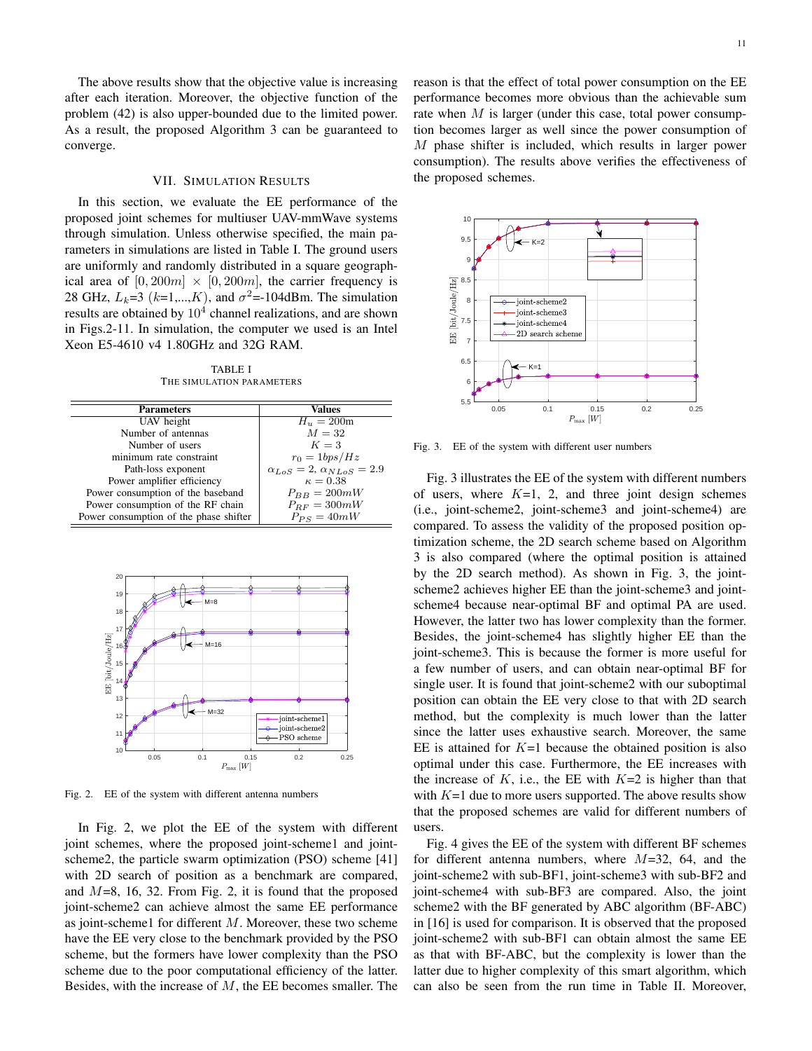The above results show that the objective value is increasing after each iteration. Moreover, the objective function of the problem (42) is also upper-bounded due to the limited power. As a result, the proposed Algorithm 3 can be guaranteed to converge.

## VII. Simulation Results

In this section, we evaluate the EE performance of the proposed joint schemes for multiuser UAV-mmWave systems through simulation. Unless otherwise specified, the main parameters in simulations are listed in Table I. The ground users are uniformly and randomly distributed in a square geographical area of $[0, 200m] \times [0, 200m]$, the carrier frequency is 28 GHz, $L_k$=3 ($k$=1,...,$K$), and $\sigma^2$=-104dBm. The simulation results are obtained by $10^4$ channel realizations, and are shown in Figs.2-11. In simulation, the computer we used is an Intel Xeon E5-4610 v4 1.80GHz and 32G RAM.

TABLE I
The simulation parameters

| Parameters | Values |
|---|---|
| UAV height | $H_u = 200$m |
| Number of antennas | $M = 32$ |
| Number of users | $K = 3$ |
| minimum rate constraint | $r_0 = 1bps/Hz$ |
| Path-loss exponent | $\alpha_{LoS} = 2$, $\alpha_{NLoS} = 2.9$ |
| Power amplifier efficiency | $\kappa = 0.38$ |
| Power consumption of the baseband | $P_{BB} = 200mW$ |
| Power consumption of the RF chain | $P_{RF} = 300mW$ |
| Power consumption of the phase shifter | $P_{PS} = 40mW$ |

Fig. 2. EE of the system with different antenna numbers

In Fig. 2, we plot the EE of the system with different joint schemes, where the proposed joint-scheme1 and joint-scheme2, the particle swarm optimization (PSO) scheme [41] with 2D search of position as a benchmark are compared, and $M$=8, 16, 32. From Fig. 2, it is found that the proposed joint-scheme2 can achieve almost the same EE performance as joint-scheme1 for different $M$. Moreover, these two scheme have the EE very close to the benchmark provided by the PSO scheme, but the formers have lower complexity than the PSO scheme due to the poor computational efficiency of the latter. Besides, with the increase of $M$, the EE becomes smaller. The reason is that the effect of total power consumption on the EE performance becomes more obvious than the achievable sum rate when $M$ is larger (under this case, total power consumption becomes larger as well since the power consumption of $M$ phase shifter is included, which results in larger power consumption). The results above verifies the effectiveness of the proposed schemes.

Fig. 3. EE of the system with different user numbers

Fig. 3 illustrates the EE of the system with different numbers of users, where $K$=1, 2, and three joint design schemes (i.e., joint-scheme2, joint-scheme3 and joint-scheme4) are compared. To assess the validity of the proposed position optimization scheme, the 2D search scheme based on Algorithm 3 is also compared (where the optimal position is attained by the 2D search method). As shown in Fig. 3, the joint-scheme2 achieves higher EE than the joint-scheme3 and joint-scheme4 because near-optimal BF and optimal PA are used. However, the latter two has lower complexity than the former. Besides, the joint-scheme4 has slightly higher EE than the joint-scheme3. This is because the former is more useful for a few number of users, and can obtain near-optimal BF for single user. It is found that joint-scheme2 with our suboptimal position can obtain the EE very close to that with 2D search method, but the complexity is much lower than the latter since the latter uses exhaustive search. Moreover, the same EE is attained for $K$=1 because the obtained position is also optimal under this case. Furthermore, the EE increases with the increase of $K$, i.e., the EE with $K$=2 is higher than that with $K$=1 due to more users supported. The above results show that the proposed schemes are valid for different numbers of users.

Fig. 4 gives the EE of the system with different BF schemes for different antenna numbers, where $M$=32, 64, and the joint-scheme2 with sub-BF1, joint-scheme3 with sub-BF2 and joint-scheme4 with sub-BF3 are compared. Also, the joint scheme2 with the BF generated by ABC algorithm (BF-ABC) in [16] is used for comparison. It is observed that the proposed joint-scheme2 with sub-BF1 can obtain almost the same EE as that with BF-ABC, but the complexity is lower than the latter due to higher complexity of this smart algorithm, which can also be seen from the run time in Table II. Moreover,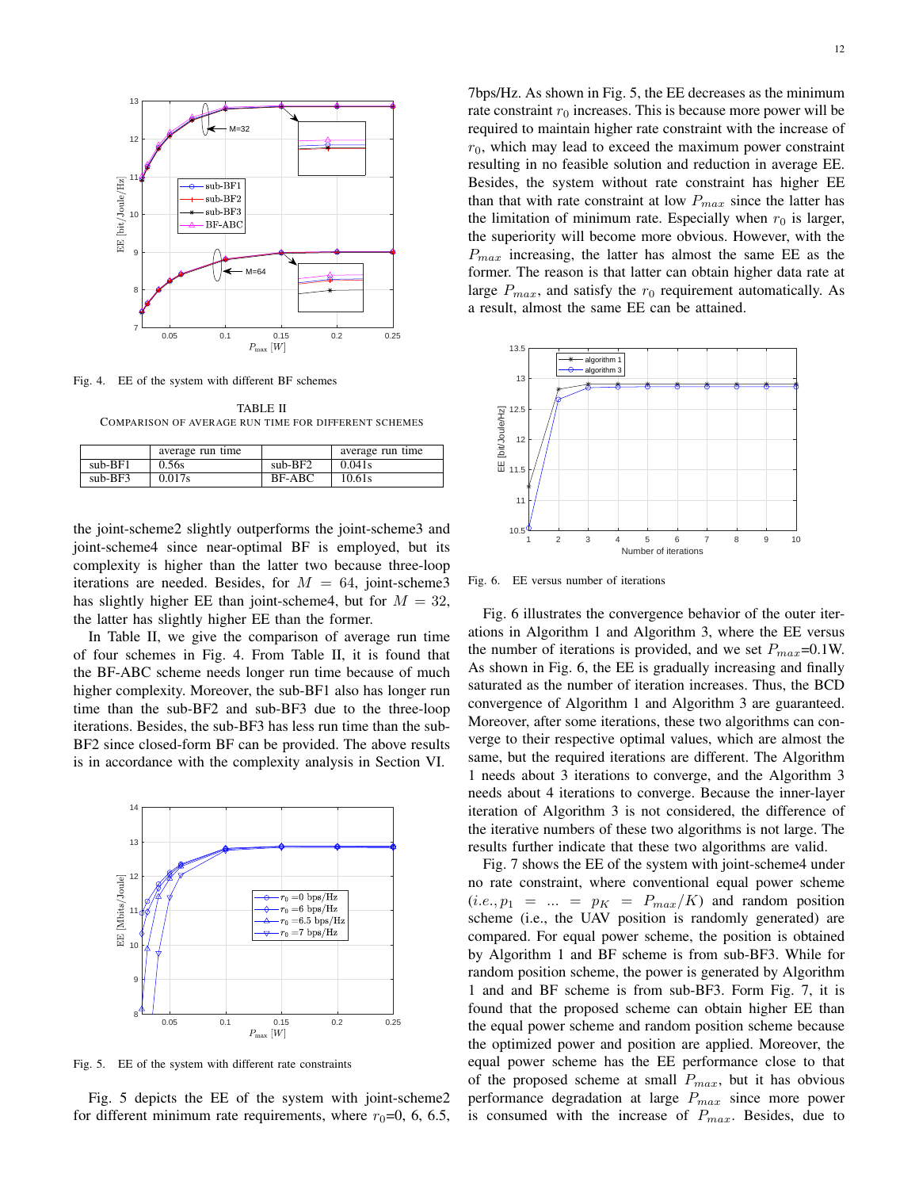Fig. 4. EE of the system with different BF schemes

TABLE II
COMPARISON OF AVERAGE RUN TIME FOR DIFFERENT SCHEMES

| | average run time | | average run time |
|---|---|---|---|
| sub-BF1 | 0.56s | sub-BF2 | 0.041s |
| sub-BF3 | 0.017s | BF-ABC | 10.61s |

the joint-scheme2 slightly outperforms the joint-scheme3 and joint-scheme4 since near-optimal BF is employed, but its complexity is higher than the latter two because three-loop iterations are needed. Besides, for $M = 64$, joint-scheme3 has slightly higher EE than joint-scheme4, but for $M = 32$, the latter has slightly higher EE than the former.

In Table II, we give the comparison of average run time of four schemes in Fig. 4. From Table II, it is found that the BF-ABC scheme needs longer run time because of much higher complexity. Moreover, the sub-BF1 also has longer run time than the sub-BF2 and sub-BF3 due to the three-loop iterations. Besides, the sub-BF3 has less run time than the sub-BF2 since closed-form BF can be provided. The above results is in accordance with the complexity analysis in Section VI.

Fig. 5. EE of the system with different rate constraints

Fig. 5 depicts the EE of the system with joint-scheme2 for different minimum rate requirements, where $r_0$=0, 6, 6.5, 7bps/Hz. As shown in Fig. 5, the EE decreases as the minimum rate constraint $r_0$ increases. This is because more power will be required to maintain higher rate constraint with the increase of $r_0$, which may lead to exceed the maximum power constraint resulting in no feasible solution and reduction in average EE. Besides, the system without rate constraint has higher EE than that with rate constraint at low $P_{max}$ since the latter has the limitation of minimum rate. Especially when $r_0$ is larger, the superiority will become more obvious. However, with the $P_{max}$ increasing, the latter has almost the same EE as the former. The reason is that latter can obtain higher data rate at large $P_{max}$, and satisfy the $r_0$ requirement automatically. As a result, almost the same EE can be attained.

Fig. 6. EE versus number of iterations

Fig. 6 illustrates the convergence behavior of the outer iterations in Algorithm 1 and Algorithm 3, where the EE versus the number of iterations is provided, and we set $P_{max}$=0.1W. As shown in Fig. 6, the EE is gradually increasing and finally saturated as the number of iteration increases. Thus, the BCD convergence of Algorithm 1 and Algorithm 3 are guaranteed. Moreover, after some iterations, these two algorithms can converge to their respective optimal values, which are almost the same, but the required iterations are different. The Algorithm 1 needs about 3 iterations to converge, and the Algorithm 3 needs about 4 iterations to converge. Because the inner-layer iteration of Algorithm 3 is not considered, the difference of the iterative numbers of these two algorithms is not large. The results further indicate that these two algorithms are valid.

Fig. 7 shows the EE of the system with joint-scheme4 under no rate constraint, where conventional equal power scheme (*i.e.*, $p_1 = \ldots = p_K = P_{max}/K$) and random position scheme (i.e., the UAV position is randomly generated) are compared. For equal power scheme, the position is obtained by Algorithm 1 and BF scheme is from sub-BF3. While for random position scheme, the power is generated by Algorithm 1 and and BF scheme is from sub-BF3. Form Fig. 7, it is found that the proposed scheme can obtain higher EE than the equal power scheme and random position scheme because the optimized power and position are applied. Moreover, the equal power scheme has the EE performance close to that of the proposed scheme at small $P_{max}$, but it has obvious performance degradation at large $P_{max}$ since more power is consumed with the increase of $P_{max}$. Besides, due to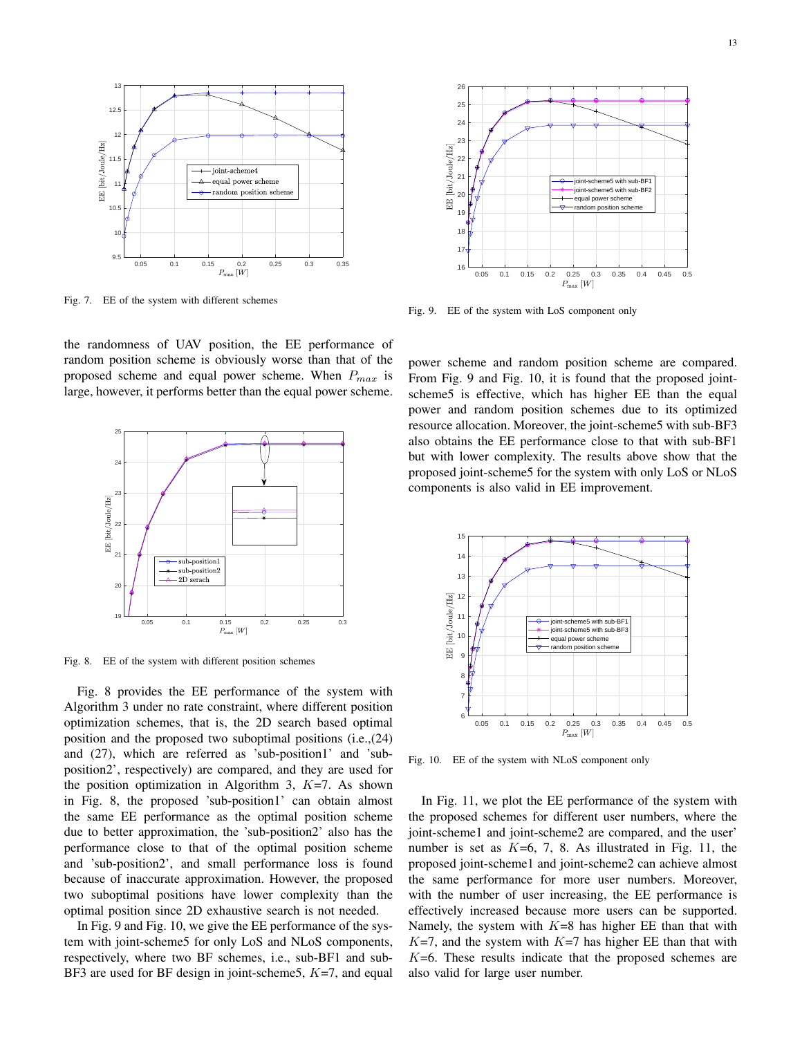Fig. 7. EE of the system with different schemes

the randomness of UAV position, the EE performance of random position scheme is obviously worse than that of the proposed scheme and equal power scheme. When $P_{max}$ is large, however, it performs better than the equal power scheme.

Fig. 8. EE of the system with different position schemes

Fig. 8 provides the EE performance of the system with Algorithm 3 under no rate constraint, where different position optimization schemes, that is, the 2D search based optimal position and the proposed two suboptimal positions (i.e.,(24) and (27), which are referred as 'sub-position1' and 'sub-position2', respectively) are compared, and they are used for the position optimization in Algorithm 3, $K$=7. As shown in Fig. 8, the proposed 'sub-position1' can obtain almost the same EE performance as the optimal position scheme due to better approximation, the 'sub-position2' also has the performance close to that of the optimal position scheme and 'sub-position2', and small performance loss is found because of inaccurate approximation. However, the proposed two suboptimal positions have lower complexity than the optimal position since 2D exhaustive search is not needed.

In Fig. 9 and Fig. 10, we give the EE performance of the system with joint-scheme5 for only LoS and NLoS components, respectively, where two BF schemes, i.e., sub-BF1 and sub-BF3 are used for BF design in joint-scheme5, $K$=7, and equal

Fig. 9. EE of the system with LoS component only

power scheme and random position scheme are compared. From Fig. 9 and Fig. 10, it is found that the proposed joint-scheme5 is effective, which has higher EE than the equal power and random position schemes due to its optimized resource allocation. Moreover, the joint-scheme5 with sub-BF3 also obtains the EE performance close to that with sub-BF1 but with lower complexity. The results above show that the proposed joint-scheme5 for the system with only LoS or NLoS components is also valid in EE improvement.

Fig. 10. EE of the system with NLoS component only

In Fig. 11, we plot the EE performance of the system with the proposed schemes for different user numbers, where the joint-scheme1 and joint-scheme2 are compared, and the user' number is set as $K$=6, 7, 8. As illustrated in Fig. 11, the proposed joint-scheme1 and joint-scheme2 can achieve almost the same performance for more user numbers. Moreover, with the number of user increasing, the EE performance is effectively increased because more users can be supported. Namely, the system with $K$=8 has higher EE than that with $K$=7, and the system with $K$=7 has higher EE than that with $K$=6. These results indicate that the proposed schemes are also valid for large user number.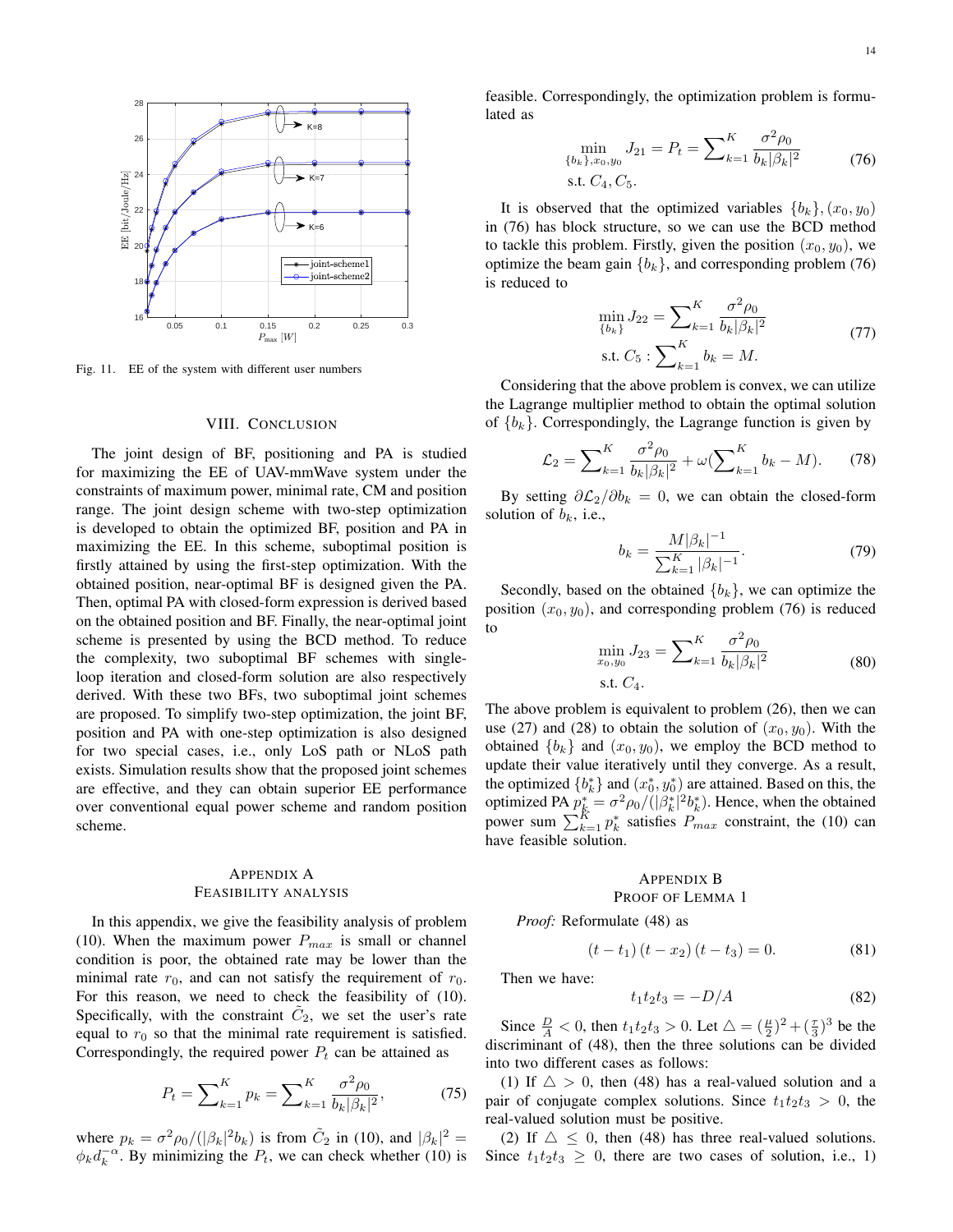Fig. 11. EE of the system with different user numbers

## VIII. Conclusion

The joint design of BF, positioning and PA is studied for maximizing the EE of UAV-mmWave system under the constraints of maximum power, minimal rate, CM and position range. The joint design scheme with two-step optimization is developed to obtain the optimized BF, position and PA in maximizing the EE. In this scheme, suboptimal position is firstly attained by using the first-step optimization. With the obtained position, near-optimal BF is designed given the PA. Then, optimal PA with closed-form expression is derived based on the obtained position and BF. Finally, the near-optimal joint scheme is presented by using the BCD method. To reduce the complexity, two suboptimal BF schemes with single-loop iteration and closed-form solution are also respectively derived. With these two BFs, two suboptimal joint schemes are proposed. To simplify two-step optimization, the joint BF, position and PA with one-step optimization is also designed for two special cases, i.e., only LoS path or NLoS path exists. Simulation results show that the proposed joint schemes are effective, and they can obtain superior EE performance over conventional equal power scheme and random position scheme.

## Appendix A
### Feasibility analysis

In this appendix, we give the feasibility analysis of problem (10). When the maximum power $P_{max}$ is small or channel condition is poor, the obtained rate may be lower than the minimal rate $r_0$, and can not satisfy the requirement of $r_0$. For this reason, we need to check the feasibility of (10). Specifically, with the constraint $\tilde{C}_2$, we set the user's rate equal to $r_0$ so that the minimal rate requirement is satisfied. Correspondingly, the required power $P_t$ can be attained as

$$P_t = \sum\nolimits_{k=1}^{K} p_k = \sum\nolimits_{k=1}^{K} \frac{\sigma^2 \rho_0}{b_k |\beta_k|^2}, \tag{75}$$

where $p_k = \sigma^2 \rho_0 / (|\beta_k|^2 b_k)$ is from $\tilde{C}_2$ in (10), and $|\beta_k|^2 = \phi_k d_k^{-\alpha}$. By minimizing the $P_t$, we can check whether (10) is feasible. Correspondingly, the optimization problem is formulated as

$$\begin{aligned} \min_{\{b_k\}, x_0, y_0} \ & J_{21} = P_t = \sum\nolimits_{k=1}^{K} \frac{\sigma^2 \rho_0}{b_k |\beta_k|^2} \\ \text{s.t.} \ & C_4, C_5. \end{aligned} \tag{76}$$

It is observed that the optimized variables $\{b_k\}, (x_0, y_0)$ in (76) has block structure, so we can use the BCD method to tackle this problem. Firstly, given the position $(x_0, y_0)$, we optimize the beam gain $\{b_k\}$, and corresponding problem (76) is reduced to

$$\begin{aligned} \min_{\{b_k\}} J_{22} &= \sum\nolimits_{k=1}^{K} \frac{\sigma^2 \rho_0}{b_k |\beta_k|^2} \\ \text{s.t.} \ C_5 &: \sum\nolimits_{k=1}^{K} b_k = M. \end{aligned} \tag{77}$$

Considering that the above problem is convex, we can utilize the Lagrange multiplier method to obtain the optimal solution of $\{b_k\}$. Correspondingly, the Lagrange function is given by

$$\mathcal{L}_2 = \sum\nolimits_{k=1}^{K} \frac{\sigma^2 \rho_0}{b_k |\beta_k|^2} + \omega \Big( \sum\nolimits_{k=1}^{K} b_k - M \Big). \tag{78}$$

By setting $\partial \mathcal{L}_2 / \partial b_k = 0$, we can obtain the closed-form solution of $b_k$, i.e.,

$$b_k = \frac{M |\beta_k|^{-1}}{\sum_{k=1}^{K} |\beta_k|^{-1}}. \tag{79}$$

Secondly, based on the obtained $\{b_k\}$, we can optimize the position $(x_0, y_0)$, and corresponding problem (76) is reduced to

$$\begin{aligned} \min_{x_0, y_0} \ & J_{23} = \sum\nolimits_{k=1}^{K} \frac{\sigma^2 \rho_0}{b_k |\beta_k|^2} \\ \text{s.t.} \ & C_4. \end{aligned} \tag{80}$$

The above problem is equivalent to problem (26), then we can use (27) and (28) to obtain the solution of $(x_0, y_0)$. With the obtained $\{b_k\}$ and $(x_0, y_0)$, we employ the BCD method to update their value iteratively until they converge. As a result, the optimized $\{b_k^*\}$ and $(x_0^*, y_0^*)$ are attained. Based on this, the optimized PA $p_k^* = \sigma^2 \rho_0 / (|\beta_k^*|^2 b_k^*)$. Hence, when the obtained power sum $\sum_{k=1}^{K} p_k^*$ satisfies $P_{max}$ constraint, the (10) can have feasible solution.

## Appendix B
### Proof of Lemma 1

*Proof:* Reformulate (48) as

$$(t - t_1)(t - x_2)(t - t_3) = 0. \tag{81}$$

Then we have:

$$t_1 t_2 t_3 = -D/A \tag{82}$$

Since $\frac{D}{A} < 0$, then $t_1 t_2 t_3 > 0$. Let $\triangle = (\frac{\mu}{2})^2 + (\frac{\tau}{3})^3$ be the discriminant of (48), then the three solutions can be divided into two different cases as follows:

(1) If $\triangle > 0$, then (48) has a real-valued solution and a pair of conjugate complex solutions. Since $t_1 t_2 t_3 > 0$, the real-valued solution must be positive.

(2) If $\triangle \leq 0$, then (48) has three real-valued solutions. Since $t_1 t_2 t_3 \geq 0$, there are two cases of solution, i.e., 1)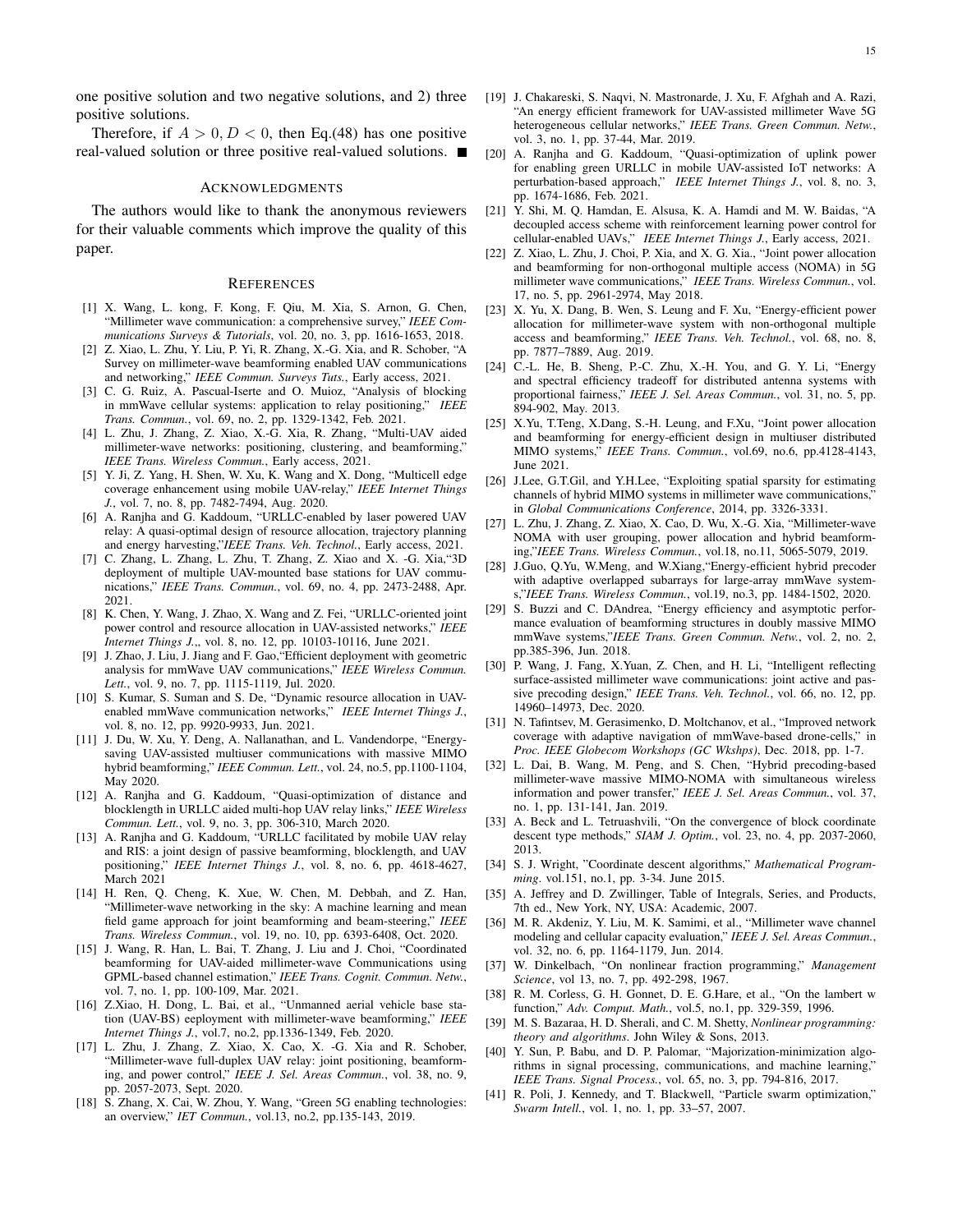one positive solution and two negative solutions, and 2) three positive solutions.

Therefore, if $A > 0, D < 0$, then Eq.(48) has one positive real-valued solution or three positive real-valued solutions. ■

## Acknowledgments

The authors would like to thank the anonymous reviewers for their valuable comments which improve the quality of this paper.

## References

[1] X. Wang, L. kong, F. Kong, F. Qiu, M. Xia, S. Arnon, G. Chen, "Millimeter wave communication: a comprehensive survey," *IEEE Communications Surveys & Tutorials*, vol. 20, no. 3, pp. 1616-1653, 2018.

[2] Z. Xiao, L. Zhu, Y. Liu, P. Yi, R. Zhang, X.-G. Xia, and R. Schober, "A Survey on millimeter-wave beamforming enabled UAV communications and networking," *IEEE Commun. Surveys Tuts.*, Early access, 2021.

[3] C. G. Ruiz, A. Pascual-Iserte and O. Muioz, "Analysis of blocking in mmWave cellular systems: application to relay positioning," *IEEE Trans. Commun.*, vol. 69, no. 2, pp. 1329-1342, Feb. 2021.

[4] L. Zhu, J. Zhang, Z. Xiao, X.-G. Xia, R. Zhang, "Multi-UAV aided millimeter-wave networks: positioning, clustering, and beamforming," *IEEE Trans. Wireless Commun.*, Early access, 2021.

[5] Y. Ji, Z. Yang, H. Shen, W. Xu, K. Wang and X. Dong, "Multicell edge coverage enhancement using mobile UAV-relay," *IEEE Internet Things J.*, vol. 7, no. 8, pp. 7482-7494, Aug. 2020.

[6] A. Ranjha and G. Kaddoum, "URLLC-enabled by laser powered UAV relay: A quasi-optimal design of resource allocation, trajectory planning and energy harvesting,"*IEEE Trans. Veh. Technol.*, Early access, 2021.

[7] C. Zhang, L. Zhang, L. Zhu, T. Zhang, Z. Xiao and X. -G. Xia,"3D deployment of multiple UAV-mounted base stations for UAV communications," *IEEE Trans. Commun.*, vol. 69, no. 4, pp. 2473-2488, Apr. 2021.

[8] K. Chen, Y. Wang, J. Zhao, X. Wang and Z. Fei, "URLLC-oriented joint power control and resource allocation in UAV-assisted networks," *IEEE Internet Things J.*,, vol. 8, no. 12, pp. 10103-10116, June 2021.

[9] J. Zhao, J. Liu, J. Jiang and F. Gao,"Efficient deployment with geometric analysis for mmWave UAV communications," *IEEE Wireless Commun. Lett.*, vol. 9, no. 7, pp. 1115-1119, Jul. 2020.

[10] S. Kumar, S. Suman and S. De, "Dynamic resource allocation in UAV-enabled mmWave communication networks," *IEEE Internet Things J.*, vol. 8, no. 12, pp. 9920-9933, Jun. 2021.

[11] J. Du, W. Xu, Y. Deng, A. Nallanathan, and L. Vandendorpe, "Energy-saving UAV-assisted multiuser communications with massive MIMO hybrid beamforming," *IEEE Commun. Lett.*, vol. 24, no.5, pp.1100-1104, May 2020.

[12] A. Ranjha and G. Kaddoum, "Quasi-optimization of distance and blocklength in URLLC aided multi-hop UAV relay links," *IEEE Wireless Commun. Lett.*, vol. 9, no. 3, pp. 306-310, March 2020.

[13] A. Ranjha and G. Kaddoum, "URLLC facilitated by mobile UAV relay and RIS: a joint design of passive beamforming, blocklength, and UAV positioning," *IEEE Internet Things J.*, vol. 8, no. 6, pp. 4618-4627, March 2021

[14] H. Ren, Q. Cheng, K. Xue, W. Chen, M. Debbah, and Z. Han, "Millimeter-wave networking in the sky: A machine learning and mean field game approach for joint beamforming and beam-steering," *IEEE Trans. Wireless Commun.*, vol. 19, no. 10, pp. 6393-6408, Oct. 2020.

[15] J. Wang, R. Han, L. Bai, T. Zhang, J. Liu and J. Choi, "Coordinated beamforming for UAV-aided millimeter-wave Communications using GPML-based channel estimation," *IEEE Trans. Cognit. Commun. Netw.*, vol. 7, no. 1, pp. 100-109, Mar. 2021.

[16] Z.Xiao, H. Dong, L. Bai, et al., "Unmanned aerial vehicle base station (UAV-BS) eeployment with millimeter-wave beamforming," *IEEE Internet Things J.*, vol.7, no.2, pp.1336-1349, Feb. 2020.

[17] L. Zhu, J. Zhang, Z. Xiao, X. Cao, X. -G. Xia and R. Schober, "Millimeter-wave full-duplex UAV relay: joint positioning, beamforming, and power control," *IEEE J. Sel. Areas Commun.*, vol. 38, no. 9, pp. 2057-2073, Sept. 2020.

[18] S. Zhang, X. Cai, W. Zhou, Y. Wang, "Green 5G enabling technologies: an overview," *IET Commun.*, vol.13, no.2, pp.135-143, 2019.

[19] J. Chakareski, S. Naqvi, N. Mastronarde, J. Xu, F. Afghah and A. Razi, "An energy efficient framework for UAV-assisted millimeter Wave 5G heterogeneous cellular networks," *IEEE Trans. Green Commun. Netw.*, vol. 3, no. 1, pp. 37-44, Mar. 2019.

[20] A. Ranjha and G. Kaddoum, "Quasi-optimization of uplink power for enabling green URLLC in mobile UAV-assisted IoT networks: A perturbation-based approach," *IEEE Internet Things J.*, vol. 8, no. 3, pp. 1674-1686, Feb. 2021.

[21] Y. Shi, M. Q. Hamdan, E. Alsusa, K. A. Hamdi and M. W. Baidas, "A decoupled access scheme with reinforcement learning power control for cellular-enabled UAVs," *IEEE Internet Things J.*, Early access, 2021.

[22] Z. Xiao, L. Zhu, J. Choi, P. Xia, and X. G. Xia., "Joint power allocation and beamforming for non-orthogonal multiple access (NOMA) in 5G millimeter wave communications," *IEEE Trans. Wireless Commun.*, vol. 17, no. 5, pp. 2961-2974, May 2018.

[23] X. Yu, X. Dang, B. Wen, S. Leung and F. Xu, "Energy-efficient power allocation for millimeter-wave system with non-orthogonal multiple access and beamforming," *IEEE Trans. Veh. Technol.*, vol. 68, no. 8, pp. 7877–7889, Aug. 2019.

[24] C.-L. He, B. Sheng, P.-C. Zhu, X.-H. You, and G. Y. Li, "Energy and spectral efficiency tradeoff for distributed antenna systems with proportional fairness," *IEEE J. Sel. Areas Commun.*, vol. 31, no. 5, pp. 894-902, May. 2013.

[25] X.Yu, T.Teng, X.Dang, S.-H. Leung, and F.Xu, "Joint power allocation and beamforming for energy-efficient design in multiuser distributed MIMO systems," *IEEE Trans. Commun.*, vol.69, no.6, pp.4128-4143, June 2021.

[26] J.Lee, G.T.Gil, and Y.H.Lee, "Exploiting spatial sparsity for estimating channels of hybrid MIMO systems in millimeter wave communications," in *Global Communications Conference*, 2014, pp. 3326-3331.

[27] L. Zhu, J. Zhang, Z. Xiao, X. Cao, D. Wu, X.-G. Xia, "Millimeter-wave NOMA with user grouping, power allocation and hybrid beamforming,"*IEEE Trans. Wireless Commun.*, vol.18, no.11, 5065-5079, 2019.

[28] J.Guo, Q.Yu, W.Meng, and W.Xiang,"Energy-efficient hybrid precoder with adaptive overlapped subarrays for large-array mmWave systems,"*IEEE Trans. Wireless Commun.*, vol.19, no.3, pp. 1484-1502, 2020.

[29] S. Buzzi and C. DAndrea, "Energy efficiency and asymptotic performance evaluation of beamforming structures in doubly massive MIMO mmWave systems,"*IEEE Trans. Green Commun. Netw.*, vol. 2, no. 2, pp.385-396, Jun. 2018.

[30] P. Wang, J. Fang, X.Yuan, Z. Chen, and H. Li, "Intelligent reflecting surface-assisted millimeter wave communications: joint active and passive precoding design," *IEEE Trans. Veh. Technol.*, vol. 66, no. 12, pp. 14960–14973, Dec. 2020.

[31] N. Tafintsev, M. Gerasimenko, D. Moltchanov, et al., "Improved network coverage with adaptive navigation of mmWave-based drone-cells," in *Proc. IEEE Globecom Workshops (GC Wkshps)*, Dec. 2018, pp. 1-7.

[32] L. Dai, B. Wang, M. Peng, and S. Chen, "Hybrid precoding-based millimeter-wave massive MIMO-NOMA with simultaneous wireless information and power transfer," *IEEE J. Sel. Areas Commun.*, vol. 37, no. 1, pp. 131-141, Jan. 2019.

[33] A. Beck and L. Tetruashvili, "On the convergence of block coordinate descent type methods," *SIAM J. Optim.*, vol. 23, no. 4, pp. 2037-2060, 2013.

[34] S. J. Wright, "Coordinate descent algorithms," *Mathematical Programming*. vol.151, no.1, pp. 3-34. June 2015.

[35] A. Jeffrey and D. Zwillinger, Table of Integrals, Series, and Products, 7th ed., New York, NY, USA: Academic, 2007.

[36] M. R. Akdeniz, Y. Liu, M. K. Samimi, et al., "Millimeter wave channel modeling and cellular capacity evaluation," *IEEE J. Sel. Areas Commun.*, vol. 32, no. 6, pp. 1164-1179, Jun. 2014.

[37] W. Dinkelbach, "On nonlinear fraction programming," *Management Science*, vol 13, no. 7, pp. 492-298, 1967.

[38] R. M. Corless, G. H. Gonnet, D. E. G.Hare, et al., "On the lambert w function," *Adv. Comput. Math.*, vol.5, no.1, pp. 329-359, 1996.

[39] M. S. Bazaraa, H. D. Sherali, and C. M. Shetty, *Nonlinear programming: theory and algorithms*. John Wiley & Sons, 2013.

[40] Y. Sun, P. Babu, and D. P. Palomar, "Majorization-minimization algorithms in signal processing, communications, and machine learning," *IEEE Trans. Signal Process.*, vol. 65, no. 3, pp. 794-816, 2017.

[41] R. Poli, J. Kennedy, and T. Blackwell, "Particle swarm optimization," *Swarm Intell.*, vol. 1, no. 1, pp. 33–57, 2007.